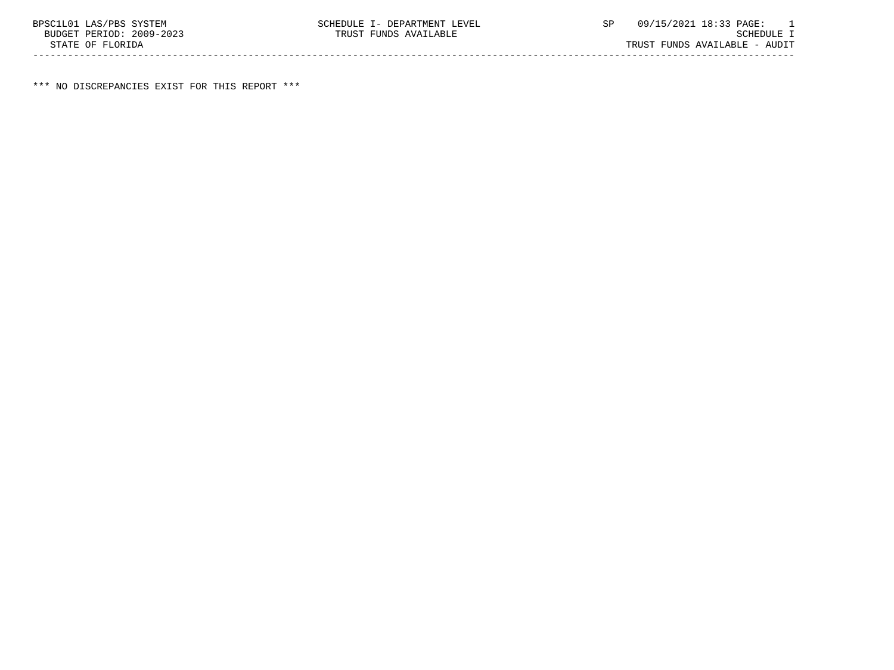BPSC1L01 LAS/PBS SYSTEM SCHEDULE I- DEPARTMENT LEVEL SP 09/15/2021 18:33 PAGE: 1
BUDGET PERIOD: 2009-2023 TRUST FUNDS AVAILABLE SCHEDULE I
STATE OF FLORIDA TRUST FUNDS AVAILABLE - AUDIT

---

*** NO DISCREPANCIES EXIST FOR THIS REPORT ***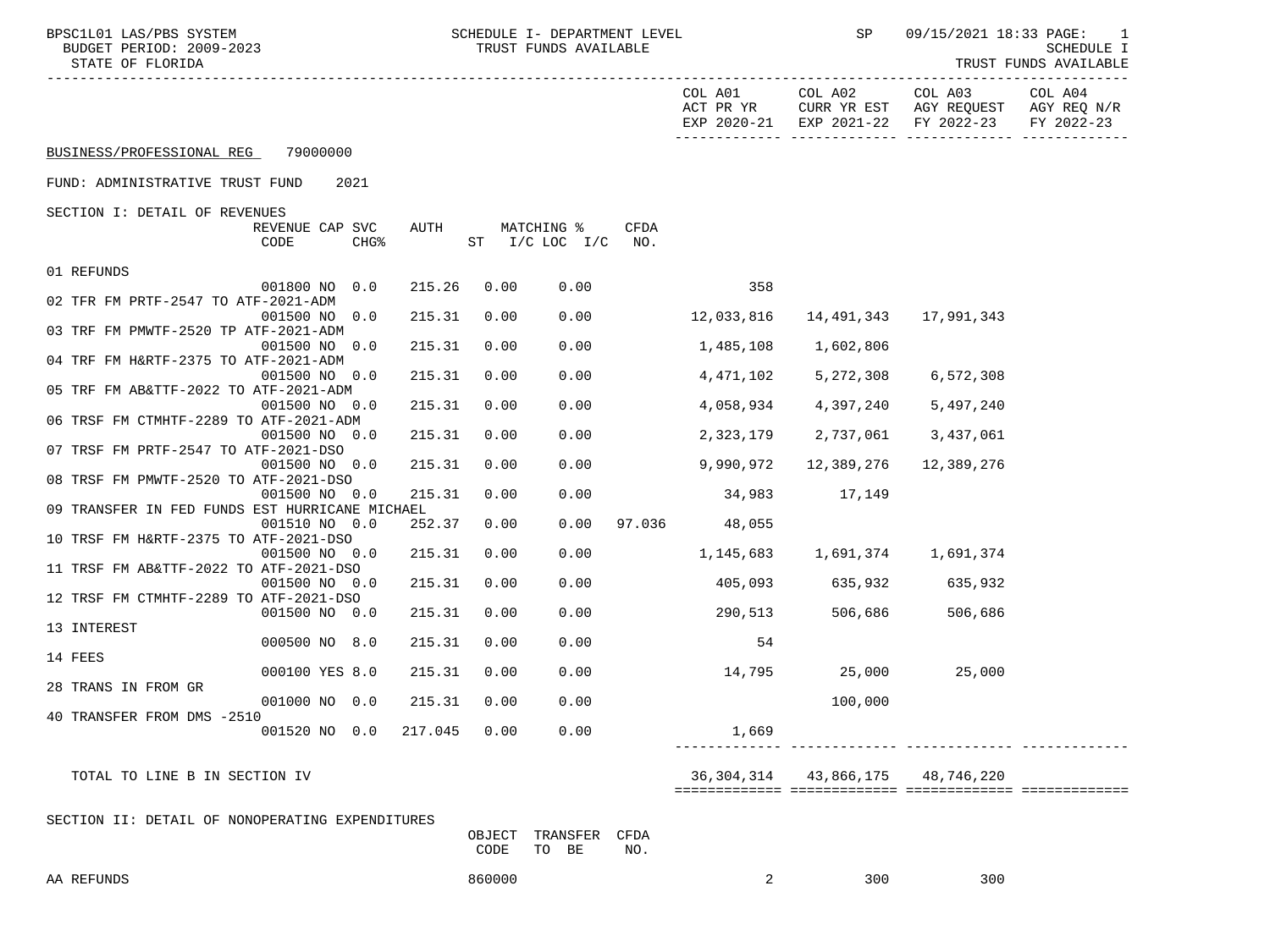BPSC1L01 LAS/PBS SYSTEM — SCHEDULE I- DEPARTMENT LEVEL — TRUST FUNDS AVAILABLE — SP 09/15/2021 18:33

BUDGET PERIOD: 2009-2023

STATE OF FLORIDA

SCHEDULE I — TRUST FUNDS AVAILABLE

## BUSINESS/PROFESSIONAL REG 79000000

### FUND: ADMINISTRATIVE TRUST FUND 2021

### SECTION I: DETAIL OF REVENUES

| | REVENUE CODE | CAP | SVC CHG% | AUTH | MATCHING % ST I/C | LOC I/C | CFDA NO. | COL A01 ACT PR YR EXP 2020-21 | COL A02 CURR YR EST EXP 2021-22 | COL A03 AGY REQUEST FY 2022-23 | COL A04 AGY REQ N/R FY 2022-23 |
|---|---|---|---|---|---|---|---|---|---|---|---|
| 01 REFUNDS | 001800 | NO | 0.0 | 215.26 | 0.00 | 0.00 | | 358 | | | |
| 02 TFR FM PRTF-2547 TO ATF-2021-ADM | 001500 | NO | 0.0 | 215.31 | 0.00 | 0.00 | | 12,033,816 | 14,491,343 | 17,991,343 | |
| 03 TRF FM PMWTF-2520 TP ATF-2021-ADM | 001500 | NO | 0.0 | 215.31 | 0.00 | 0.00 | | 1,485,108 | 1,602,806 | | |
| 04 TRF FM H&RTF-2375 TO ATF-2021-ADM | 001500 | NO | 0.0 | 215.31 | 0.00 | 0.00 | | 4,471,102 | 5,272,308 | 6,572,308 | |
| 05 TRF FM AB&TTF-2022 TO ATF-2021-ADM | 001500 | NO | 0.0 | 215.31 | 0.00 | 0.00 | | 4,058,934 | 4,397,240 | 5,497,240 | |
| 06 TRSF FM CTMHTF-2289 TO ATF-2021-ADM | 001500 | NO | 0.0 | 215.31 | 0.00 | 0.00 | | 2,323,179 | 2,737,061 | 3,437,061 | |
| 07 TRSF FM PRTF-2547 TO ATF-2021-DSO | 001500 | NO | 0.0 | 215.31 | 0.00 | 0.00 | | 9,990,972 | 12,389,276 | 12,389,276 | |
| 08 TRSF FM PMWTF-2520 TO ATF-2021-DSO | 001500 | NO | 0.0 | 215.31 | 0.00 | 0.00 | | 34,983 | 17,149 | | |
| 09 TRANSFER IN FED FUNDS EST HURRICANE MICHAEL | 001510 | NO | 0.0 | 252.37 | 0.00 | 0.00 | 97.036 | 48,055 | | | |
| 10 TRSF FM H&RTF-2375 TO ATF-2021-DSO | 001500 | NO | 0.0 | 215.31 | 0.00 | 0.00 | | 1,145,683 | 1,691,374 | 1,691,374 | |
| 11 TRSF FM AB&TTF-2022 TO ATF-2021-DSO | 001500 | NO | 0.0 | 215.31 | 0.00 | 0.00 | | 405,093 | 635,932 | 635,932 | |
| 12 TRSF FM CTMHTF-2289 TO ATF-2021-DSO | 001500 | NO | 0.0 | 215.31 | 0.00 | 0.00 | | 290,513 | 506,686 | 506,686 | |
| 13 INTEREST | 000500 | NO | 8.0 | 215.31 | 0.00 | 0.00 | | 54 | | | |
| 14 FEES | 000100 | YES | 8.0 | 215.31 | 0.00 | 0.00 | | 14,795 | 25,000 | 25,000 | |
| 28 TRANS IN FROM GR | 001000 | NO | 0.0 | 215.31 | 0.00 | 0.00 | | | 100,000 | | |
| 40 TRANSFER FROM DMS -2510 | 001520 | NO | 0.0 | 217.045 | 0.00 | 0.00 | | 1,669 | | | |
| TOTAL TO LINE B IN SECTION IV | | | | | | | | 36,304,314 | 43,866,175 | 48,746,220 | |

### SECTION II: DETAIL OF NONOPERATING EXPENDITURES

| | OBJECT CODE | TRANSFER TO BE | CFDA NO. | COL A01 | COL A02 | COL A03 | COL A04 |
|---|---|---|---|---|---|---|---|
| AA REFUNDS | 860000 | | | 2 | 300 | 300 | |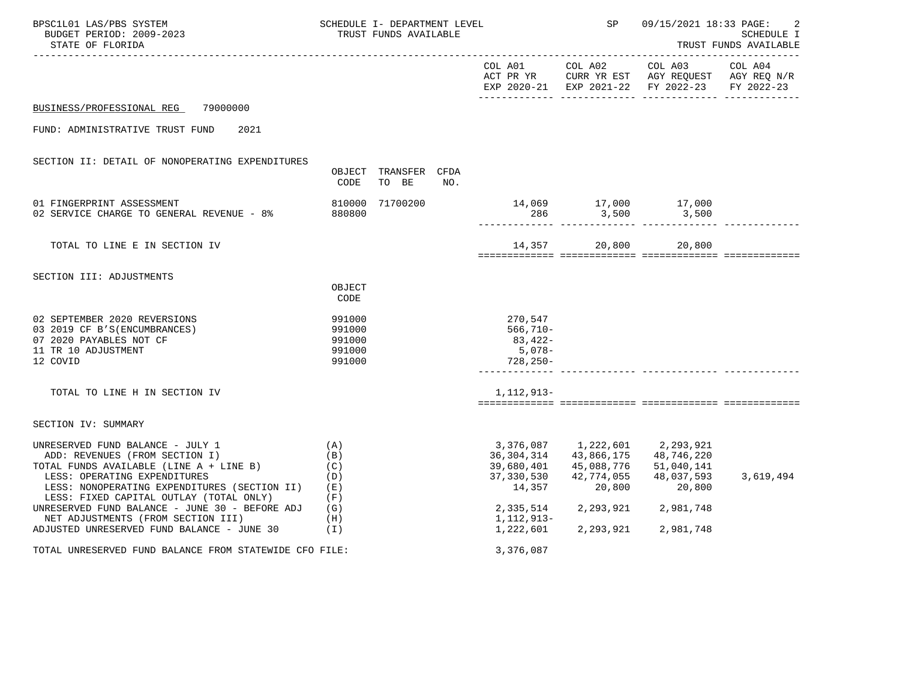BUSINESS/PROFESSIONAL REG 79000000

FUND: ADMINISTRATIVE TRUST FUND 2021

## SECTION II: DETAIL OF NONOPERATING EXPENDITURES

| | OBJECT CODE | TRANSFER TO BE | CFDA NO. | COL A01 ACT PR YR EXP 2020-21 | COL A02 CURR YR EST EXP 2021-22 | COL A03 AGY REQUEST FY 2022-23 | COL A04 AGY REQ N/R FY 2022-23 |
|---|---|---|---|---|---|---|---|
| 01 FINGERPRINT ASSESSMENT | 810000 | 71700200 | | 14,069 | 17,000 | 17,000 | |
| 02 SERVICE CHARGE TO GENERAL REVENUE - 8% | 880800 | | | 286 | 3,500 | 3,500 | |
| TOTAL TO LINE E IN SECTION IV | | | | 14,357 | 20,800 | 20,800 | |

## SECTION III: ADJUSTMENTS

| | OBJECT CODE | COL A01 ACT PR YR EXP 2020-21 | COL A02 CURR YR EST EXP 2021-22 | COL A03 AGY REQUEST FY 2022-23 | COL A04 AGY REQ N/R FY 2022-23 |
|---|---|---|---|---|---|
| 02 SEPTEMBER 2020 REVERSIONS | 991000 | 270,547 | | | |
| 03 2019 CF B'S(ENCUMBRANCES) | 991000 | 566,710- | | | |
| 07 2020 PAYABLES NOT CF | 991000 | 83,422- | | | |
| 11 TR 10 ADJUSTMENT | 991000 | 5,078- | | | |
| 12 COVID | 991000 | 728,250- | | | |
| TOTAL TO LINE H IN SECTION IV | | 1,112,913- | | | |

## SECTION IV: SUMMARY

| | | COL A01 ACT PR YR EXP 2020-21 | COL A02 CURR YR EST EXP 2021-22 | COL A03 AGY REQUEST FY 2022-23 | COL A04 AGY REQ N/R FY 2022-23 |
|---|---|---|---|---|---|
| UNRESERVED FUND BALANCE - JULY 1 | (A) | 3,376,087 | 1,222,601 | 2,293,921 | |
| ADD: REVENUES (FROM SECTION I) | (B) | 36,304,314 | 43,866,175 | 48,746,220 | |
| TOTAL FUNDS AVAILABLE (LINE A + LINE B) | (C) | 39,680,401 | 45,088,776 | 51,040,141 | |
| LESS: OPERATING EXPENDITURES | (D) | 37,330,530 | 42,774,055 | 48,037,593 | 3,619,494 |
| LESS: NONOPERATING EXPENDITURES (SECTION II) | (E) | 14,357 | 20,800 | 20,800 | |
| LESS: FIXED CAPITAL OUTLAY (TOTAL ONLY) | (F) | | | | |
| UNRESERVED FUND BALANCE - JUNE 30 - BEFORE ADJ | (G) | 2,335,514 | 2,293,921 | 2,981,748 | |
| NET ADJUSTMENTS (FROM SECTION III) | (H) | 1,112,913- | | | |
| ADJUSTED UNRESERVED FUND BALANCE - JUNE 30 | (I) | 1,222,601 | 2,293,921 | 2,981,748 | |
| TOTAL UNRESERVED FUND BALANCE FROM STATEWIDE CFO FILE: | | 3,376,087 | | | |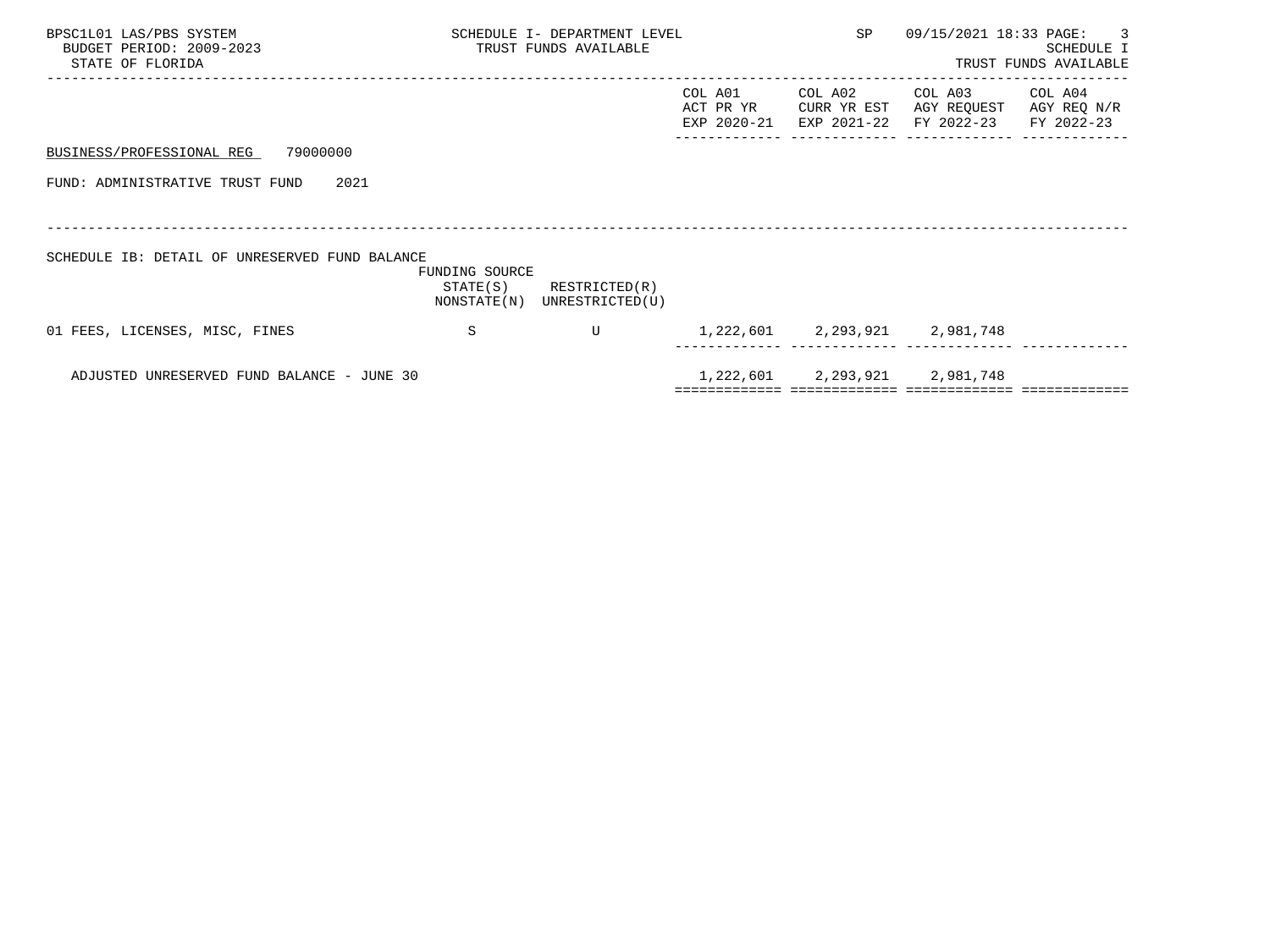BPSC1L01 LAS/PBS SYSTEM
BUDGET PERIOD: 2009-2023
STATE OF FLORIDA

SCHEDULE I- DEPARTMENT LEVEL
TRUST FUNDS AVAILABLE

SP 09/15/2021 18:33

SCHEDULE I
TRUST FUNDS AVAILABLE

BUSINESS/PROFESSIONAL REG 79000000

FUND: ADMINISTRATIVE TRUST FUND 2021

SCHEDULE IB: DETAIL OF UNRESERVED FUND BALANCE

| | FUNDING SOURCE STATE(S) NONSTATE(N) | RESTRICTED(R) UNRESTRICTED(U) | COL A01 ACT PR YR EXP 2020-21 | COL A02 CURR YR EST EXP 2021-22 | COL A03 AGY REQUEST FY 2022-23 | COL A04 AGY REQ N/R FY 2022-23 |
|---|---|---|---|---|---|---|
| 01 FEES, LICENSES, MISC, FINES | S | U | 1,222,601 | 2,293,921 | 2,981,748 | |
| ADJUSTED UNRESERVED FUND BALANCE - JUNE 30 | | | 1,222,601 | 2,293,921 | 2,981,748 | |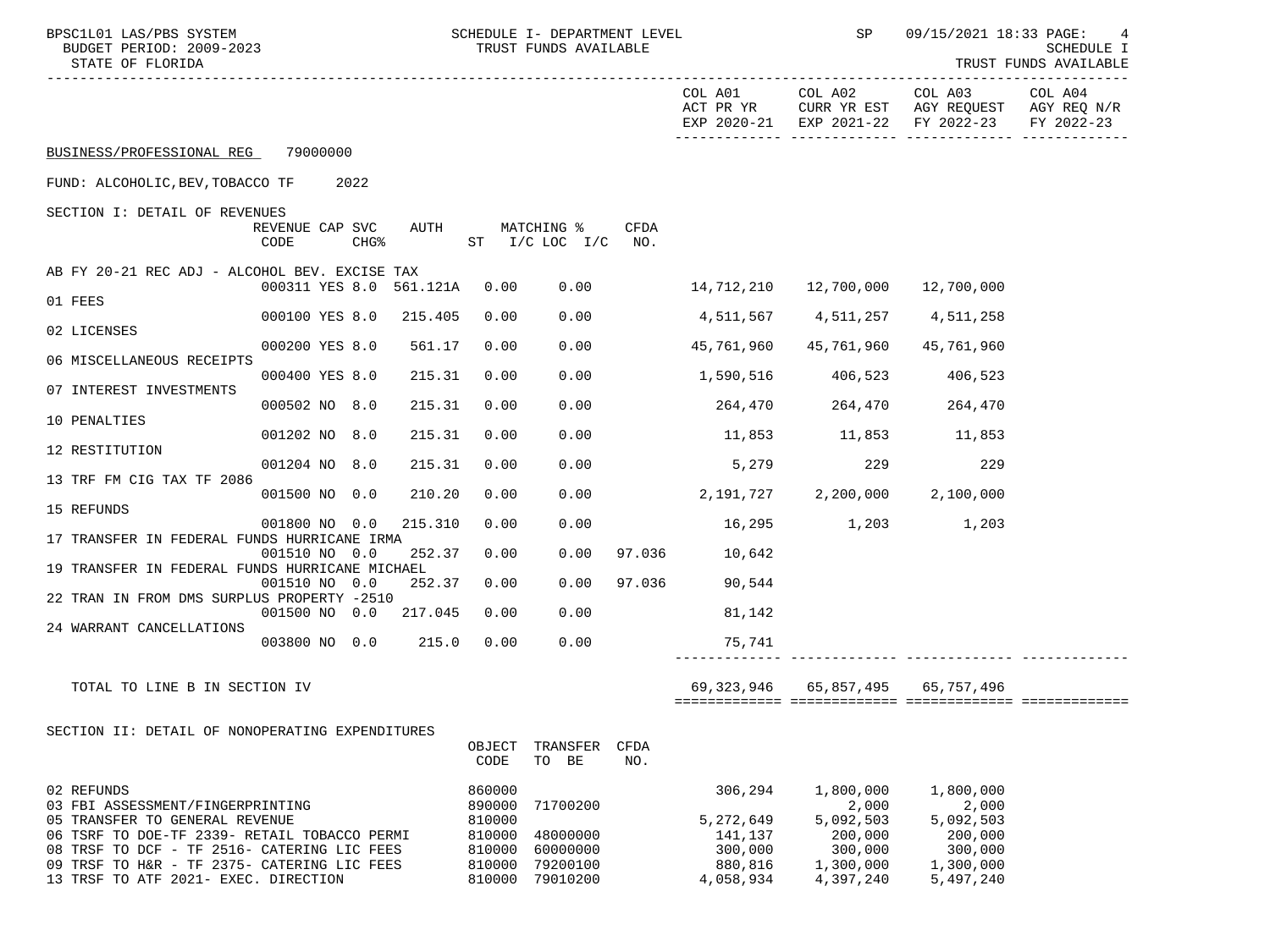BPSC1L01 LAS/PBS SYSTEM — SCHEDULE I- DEPARTMENT LEVEL — TRUST FUNDS AVAILABLE — SP 09/15/2021 18:33

BUDGET PERIOD: 2009-2023

STATE OF FLORIDA — SCHEDULE I TRUST FUNDS AVAILABLE

BUSINESS/PROFESSIONAL REG 79000000

FUND: ALCOHOLIC,BEV,TOBACCO TF 2022

SECTION I: DETAIL OF REVENUES

| Item | REVENUE CODE | CAP | SVC CHG% | AUTH | ST | MATCHING % I/C LOC I/C | CFDA NO. | COL A01 ACT PR YR EXP 2020-21 | COL A02 CURR YR EST EXP 2021-22 | COL A03 AGY REQUEST FY 2022-23 | COL A04 AGY REQ N/R FY 2022-23 |
|---|---|---|---|---|---|---|---|---|---|---|---|
| AB FY 20-21 REC ADJ - ALCOHOL BEV. EXCISE TAX | 000311 | YES | 8.0 | 561.121A | 0.00 | 0.00 | | 14,712,210 | 12,700,000 | 12,700,000 | |
| 01 FEES | 000100 | YES | 8.0 | 215.405 | 0.00 | 0.00 | | 4,511,567 | 4,511,257 | 4,511,258 | |
| 02 LICENSES | 000200 | YES | 8.0 | 561.17 | 0.00 | 0.00 | | 45,761,960 | 45,761,960 | 45,761,960 | |
| 06 MISCELLANEOUS RECEIPTS | 000400 | YES | 8.0 | 215.31 | 0.00 | 0.00 | | 1,590,516 | 406,523 | 406,523 | |
| 07 INTEREST INVESTMENTS | 000502 | NO | 8.0 | 215.31 | 0.00 | 0.00 | | 264,470 | 264,470 | 264,470 | |
| 10 PENALTIES | 001202 | NO | 8.0 | 215.31 | 0.00 | 0.00 | | 11,853 | 11,853 | 11,853 | |
| 12 RESTITUTION | 001204 | NO | 8.0 | 215.31 | 0.00 | 0.00 | | 5,279 | 229 | 229 | |
| 13 TRF FM CIG TAX TF 2086 | 001500 | NO | 0.0 | 210.20 | 0.00 | 0.00 | | 2,191,727 | 2,200,000 | 2,100,000 | |
| 15 REFUNDS | 001800 | NO | 0.0 | 215.310 | 0.00 | 0.00 | | 16,295 | 1,203 | 1,203 | |
| 17 TRANSFER IN FEDERAL FUNDS HURRICANE IRMA | 001510 | NO | 0.0 | 252.37 | 0.00 | 0.00 | 97.036 | 10,642 | | | |
| 19 TRANSFER IN FEDERAL FUNDS HURRICANE MICHAEL | 001510 | NO | 0.0 | 252.37 | 0.00 | 0.00 | 97.036 | 90,544 | | | |
| 22 TRAN IN FROM DMS SURPLUS PROPERTY -2510 | 001500 | NO | 0.0 | 217.045 | 0.00 | 0.00 | | 81,142 | | | |
| 24 WARRANT CANCELLATIONS | 003800 | NO | 0.0 | 215.0 | 0.00 | 0.00 | | 75,741 | | | |
| TOTAL TO LINE B IN SECTION IV | | | | | | | | 69,323,946 | 65,857,495 | 65,757,496 | |

SECTION II: DETAIL OF NONOPERATING EXPENDITURES

| Item | OBJECT CODE | TRANSFER TO BE | CFDA NO. | COL A01 ACT PR YR EXP 2020-21 | COL A02 CURR YR EST EXP 2021-22 | COL A03 AGY REQUEST FY 2022-23 | COL A04 AGY REQ N/R FY 2022-23 |
|---|---|---|---|---|---|---|---|
| 02 REFUNDS | 860000 | | | 306,294 | 1,800,000 | 1,800,000 | |
| 03 FBI ASSESSMENT/FINGERPRINTING | 890000 | 71700200 | | | 2,000 | 2,000 | |
| 05 TRANSFER TO GENERAL REVENUE | 810000 | | | 5,272,649 | 5,092,503 | 5,092,503 | |
| 06 TSRF TO DOE-TF 2339- RETAIL TOBACCO PERMI | 810000 | 48000000 | | 141,137 | 200,000 | 200,000 | |
| 08 TRSF TO DCF - TF 2516- CATERING LIC FEES | 810000 | 60000000 | | 300,000 | 300,000 | 300,000 | |
| 09 TRSF TO H&R - TF 2375- CATERING LIC FEES | 810000 | 79200100 | | 880,816 | 1,300,000 | 1,300,000 | |
| 13 TRSF TO ATF 2021- EXEC. DIRECTION | 810000 | 79010200 | | 4,058,934 | 4,397,240 | 5,497,240 | |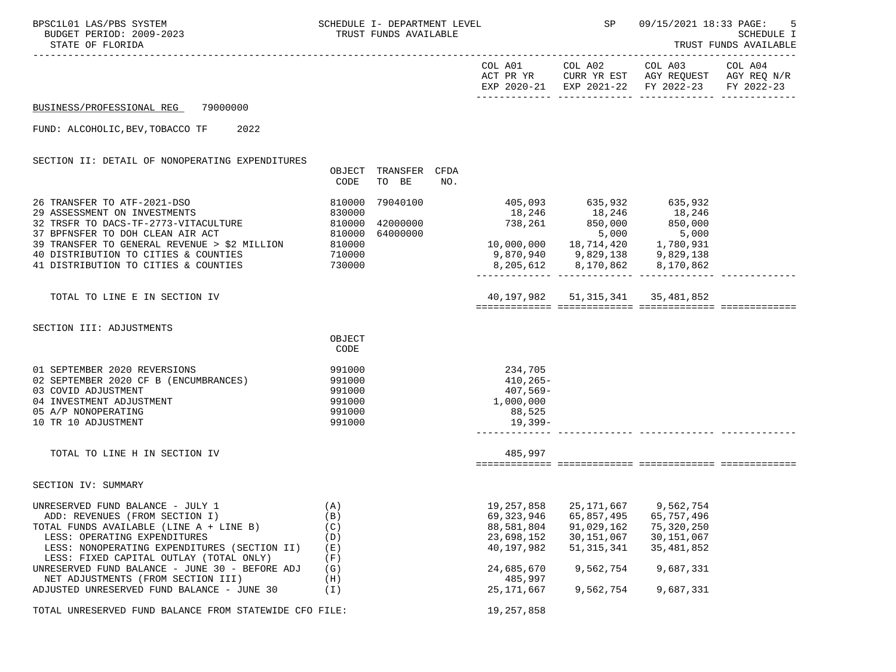SCHEDULE I- DEPARTMENT LEVEL
TRUST FUNDS AVAILABLE

STATE OF FLORIDA

| | COL A01 ACT PR YR EXP 2020-21 | COL A02 CURR YR EST EXP 2021-22 | COL A03 AGY REQUEST FY 2022-23 | COL A04 AGY REQ N/R FY 2022-23 |
|---|---|---|---|---|

## BUSINESS/PROFESSIONAL REG 79000000

FUND: ALCOHOLIC,BEV,TOBACCO TF 2022

### SECTION II: DETAIL OF NONOPERATING EXPENDITURES

| | OBJECT CODE | TRANSFER TO BE | CFDA NO. | COL A01 | COL A02 | COL A03 | COL A04 |
|---|---|---|---|---|---|---|---|
| 26 TRANSFER TO ATF-2021-DSO | 810000 | 79040100 | | 405,093 | 635,932 | 635,932 | |
| 29 ASSESSMENT ON INVESTMENTS | 830000 | | | 18,246 | 18,246 | 18,246 | |
| 32 TRSFR TO DACS-TF-2773-VITACULTURE | 810000 | 42000000 | | 738,261 | 850,000 | 850,000 | |
| 37 BPFNSFER TO DOH CLEAN AIR ACT | 810000 | 64000000 | | | 5,000 | 5,000 | |
| 39 TRANSFER TO GENERAL REVENUE > $2 MILLION | 810000 | | | 10,000,000 | 18,714,420 | 1,780,931 | |
| 40 DISTRIBUTION TO CITIES & COUNTIES | 710000 | | | 9,870,940 | 9,829,138 | 9,829,138 | |
| 41 DISTRIBUTION TO CITIES & COUNTIES | 730000 | | | 8,205,612 | 8,170,862 | 8,170,862 | |
| TOTAL TO LINE E IN SECTION IV | | | | 40,197,982 | 51,315,341 | 35,481,852 | |

### SECTION III: ADJUSTMENTS

| | OBJECT CODE | COL A01 | COL A02 | COL A03 | COL A04 |
|---|---|---|---|---|---|
| 01 SEPTEMBER 2020 REVERSIONS | 991000 | 234,705 | | | |
| 02 SEPTEMBER 2020 CF B (ENCUMBRANCES) | 991000 | 410,265- | | | |
| 03 COVID ADJUSTMENT | 991000 | 407,569- | | | |
| 04 INVESTMENT ADJUSTMENT | 991000 | 1,000,000 | | | |
| 05 A/P NONOPERATING | 991000 | 88,525 | | | |
| 10 TR 10 ADJUSTMENT | 991000 | 19,399- | | | |
| TOTAL TO LINE H IN SECTION IV | | 485,997 | | | |

### SECTION IV: SUMMARY

| | | COL A01 | COL A02 | COL A03 | COL A04 |
|---|---|---|---|---|---|
| UNRESERVED FUND BALANCE - JULY 1 | (A) | 19,257,858 | 25,171,667 | 9,562,754 | |
| ADD: REVENUES (FROM SECTION I) | (B) | 69,323,946 | 65,857,495 | 65,757,496 | |
| TOTAL FUNDS AVAILABLE (LINE A + LINE B) | (C) | 88,581,804 | 91,029,162 | 75,320,250 | |
| LESS: OPERATING EXPENDITURES | (D) | 23,698,152 | 30,151,067 | 30,151,067 | |
| LESS: NONOPERATING EXPENDITURES (SECTION II) | (E) | 40,197,982 | 51,315,341 | 35,481,852 | |
| LESS: FIXED CAPITAL OUTLAY (TOTAL ONLY) | (F) | | | | |
| UNRESERVED FUND BALANCE - JUNE 30 - BEFORE ADJ | (G) | 24,685,670 | 9,562,754 | 9,687,331 | |
| NET ADJUSTMENTS (FROM SECTION III) | (H) | 485,997 | | | |
| ADJUSTED UNRESERVED FUND BALANCE - JUNE 30 | (I) | 25,171,667 | 9,562,754 | 9,687,331 | |

TOTAL UNRESERVED FUND BALANCE FROM STATEWIDE CFO FILE: 19,257,858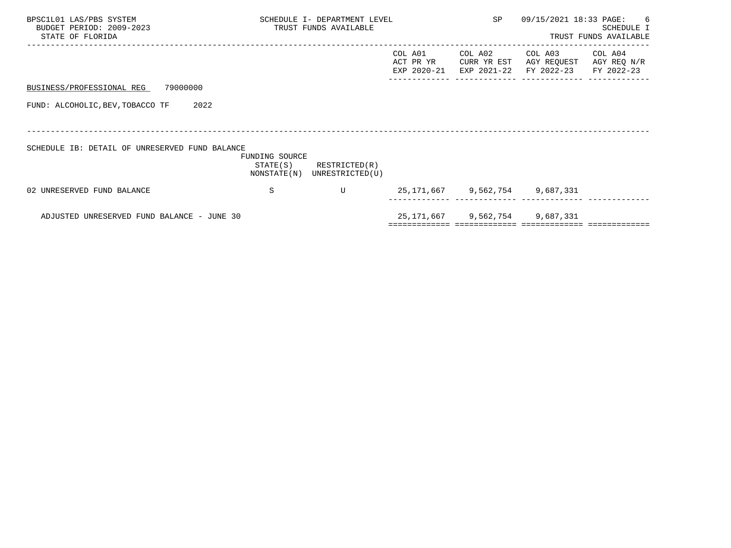BUSINESS/PROFESSIONAL REG 79000000

FUND: ALCOHOLIC,BEV,TOBACCO TF 2022

SCHEDULE IB: DETAIL OF UNRESERVED FUND BALANCE

| | FUNDING SOURCE STATE(S) NONSTATE(N) | RESTRICTED(R) UNRESTRICTED(U) | COL A01 ACT PR YR EXP 2020-21 | COL A02 CURR YR EST EXP 2021-22 | COL A03 AGY REQUEST FY 2022-23 | COL A04 AGY REQ N/R FY 2022-23 |
|---|---|---|---|---|---|---|
| 02 UNRESERVED FUND BALANCE | S | U | 25,171,667 | 9,562,754 | 9,687,331 | |
| ADJUSTED UNRESERVED FUND BALANCE - JUNE 30 | | | 25,171,667 | 9,562,754 | 9,687,331 | |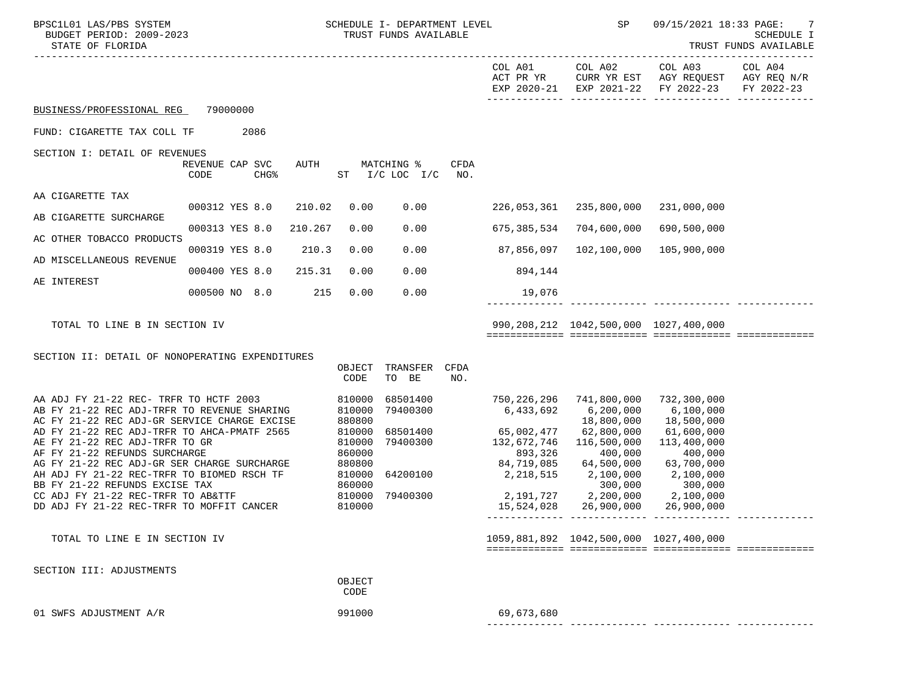BPSC1L01 LAS/PBS SYSTEM — BUDGET PERIOD: 2009-2023 — STATE OF FLORIDA

SCHEDULE I- DEPARTMENT LEVEL — TRUST FUNDS AVAILABLE

SP 09/15/2021 18:33 — SCHEDULE I — TRUST FUNDS AVAILABLE

BUSINESS/PROFESSIONAL REG 79000000

FUND: CIGARETTE TAX COLL TF 2086

## SECTION I: DETAIL OF REVENUES

| | REVENUE CODE | CAP | SVC CHG% | AUTH | MATCHING % ST | I/C LOC | I/C | CFDA NO. | COL A01 ACT PR YR EXP 2020-21 | COL A02 CURR YR EST EXP 2021-22 | COL A03 AGY REQUEST FY 2022-23 | COL A04 AGY REQ N/R FY 2022-23 |
|---|---|---|---|---|---|---|---|---|---|---|---|---|
| AA CIGARETTE TAX | 000312 | YES | 8.0 | 210.02 | 0.00 | 0.00 | | | 226,053,361 | 235,800,000 | 231,000,000 | |
| AB CIGARETTE SURCHARGE | 000313 | YES | 8.0 | 210.267 | 0.00 | 0.00 | | | 675,385,534 | 704,600,000 | 690,500,000 | |
| AC OTHER TOBACCO PRODUCTS | 000319 | YES | 8.0 | 210.3 | 0.00 | 0.00 | | | 87,856,097 | 102,100,000 | 105,900,000 | |
| AD MISCELLANEOUS REVENUE | 000400 | YES | 8.0 | 215.31 | 0.00 | 0.00 | | | 894,144 | | | |
| AE INTEREST | 000500 | NO | 8.0 | 215 | 0.00 | 0.00 | | | 19,076 | | | |
| TOTAL TO LINE B IN SECTION IV | | | | | | | | | 990,208,212 | 1042,500,000 | 1027,400,000 | |

## SECTION II: DETAIL OF NONOPERATING EXPENDITURES

| | OBJECT CODE | TRANSFER TO BE | CFDA NO. | COL A01 | COL A02 | COL A03 | COL A04 |
|---|---|---|---|---|---|---|---|
| AA ADJ FY 21-22 REC- TRFR TO HCTF 2003 | 810000 | 68501400 | | 750,226,296 | 741,800,000 | 732,300,000 | |
| AB FY 21-22 REC ADJ-TRFR TO REVENUE SHARING | 810000 | 79400300 | | 6,433,692 | 6,200,000 | 6,100,000 | |
| AC FY 21-22 REC ADJ-GR SERVICE CHARGE EXCISE | 880800 | | | | 18,800,000 | 18,500,000 | |
| AD FY 21-22 REC ADJ-TRFR TO AHCA-PMATF 2565 | 810000 | 68501400 | | 65,002,477 | 62,800,000 | 61,600,000 | |
| AE FY 21-22 REC ADJ-TRFR TO GR | 810000 | 79400300 | | 132,672,746 | 116,500,000 | 113,400,000 | |
| AF FY 21-22 REFUNDS SURCHARGE | 860000 | | | 893,326 | 400,000 | 400,000 | |
| AG FY 21-22 REC ADJ-GR SER CHARGE SURCHARGE | 880800 | | | 84,719,085 | 64,500,000 | 63,700,000 | |
| AH ADJ FY 21-22 REC-TRFR TO BIOMED RSCH TF | 810000 | 64200100 | | 2,218,515 | 2,100,000 | 2,100,000 | |
| BB FY 21-22 REFUNDS EXCISE TAX | 860000 | | | | 300,000 | 300,000 | |
| CC ADJ FY 21-22 REC-TRFR TO AB&TTF | 810000 | 79400300 | | 2,191,727 | 2,200,000 | 2,100,000 | |
| DD ADJ FY 21-22 REC-TRFR TO MOFFIT CANCER | 810000 | | | 15,524,028 | 26,900,000 | 26,900,000 | |
| TOTAL TO LINE E IN SECTION IV | | | | 1059,881,892 | 1042,500,000 | 1027,400,000 | |

## SECTION III: ADJUSTMENTS

| | OBJECT CODE | COL A01 | COL A02 | COL A03 | COL A04 |
|---|---|---|---|---|---|
| 01 SWFS ADJUSTMENT A/R | 991000 | 69,673,680 | | | |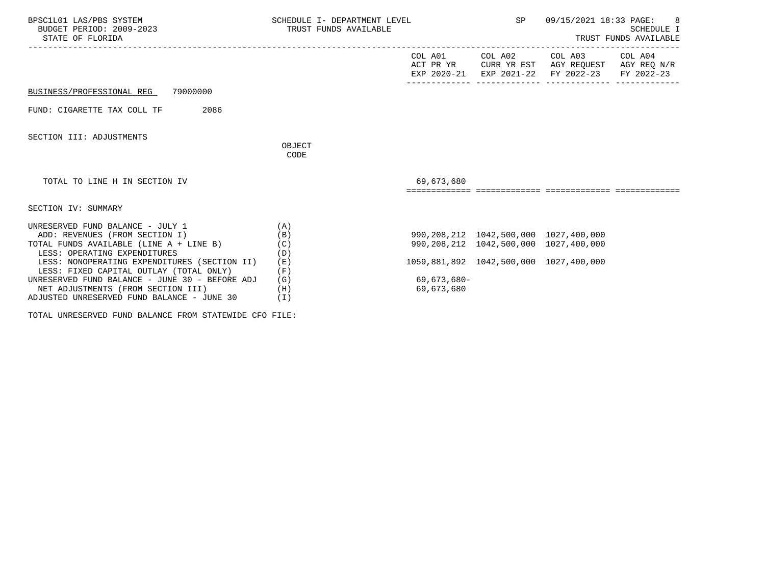BPSC1L01 LAS/PBS SYSTEM — SCHEDULE I- DEPARTMENT LEVEL — TRUST FUNDS AVAILABLE — SP 09/15/2021 18:33

BUDGET PERIOD: 2009-2023

STATE OF FLORIDA

SCHEDULE I — TRUST FUNDS AVAILABLE

BUSINESS/PROFESSIONAL REG 79000000

FUND: CIGARETTE TAX COLL TF 2086

SECTION III: ADJUSTMENTS

| | OBJECT CODE | COL A01 ACT PR YR EXP 2020-21 | COL A02 CURR YR EST EXP 2021-22 | COL A03 AGY REQUEST FY 2022-23 | COL A04 AGY REQ N/R FY 2022-23 |
|---|---|---|---|---|---|
| TOTAL TO LINE H IN SECTION IV | | 69,673,680 | | | |

SECTION IV: SUMMARY

| | | COL A01 ACT PR YR EXP 2020-21 | COL A02 CURR YR EST EXP 2021-22 | COL A03 AGY REQUEST FY 2022-23 | COL A04 AGY REQ N/R FY 2022-23 |
|---|---|---|---|---|---|
| UNRESERVED FUND BALANCE - JULY 1 | (A) | | | | |
| ADD: REVENUES (FROM SECTION I) | (B) | 990,208,212 | 1042,500,000 | 1027,400,000 | |
| TOTAL FUNDS AVAILABLE (LINE A + LINE B) | (C) | 990,208,212 | 1042,500,000 | 1027,400,000 | |
| LESS: OPERATING EXPENDITURES | (D) | | | | |
| LESS: NONOPERATING EXPENDITURES (SECTION II) | (E) | 1059,881,892 | 1042,500,000 | 1027,400,000 | |
| LESS: FIXED CAPITAL OUTLAY (TOTAL ONLY) | (F) | | | | |
| UNRESERVED FUND BALANCE - JUNE 30 - BEFORE ADJ | (G) | 69,673,680- | | | |
| NET ADJUSTMENTS (FROM SECTION III) | (H) | 69,673,680 | | | |
| ADJUSTED UNRESERVED FUND BALANCE - JUNE 30 | (I) | | | | |

TOTAL UNRESERVED FUND BALANCE FROM STATEWIDE CFO FILE: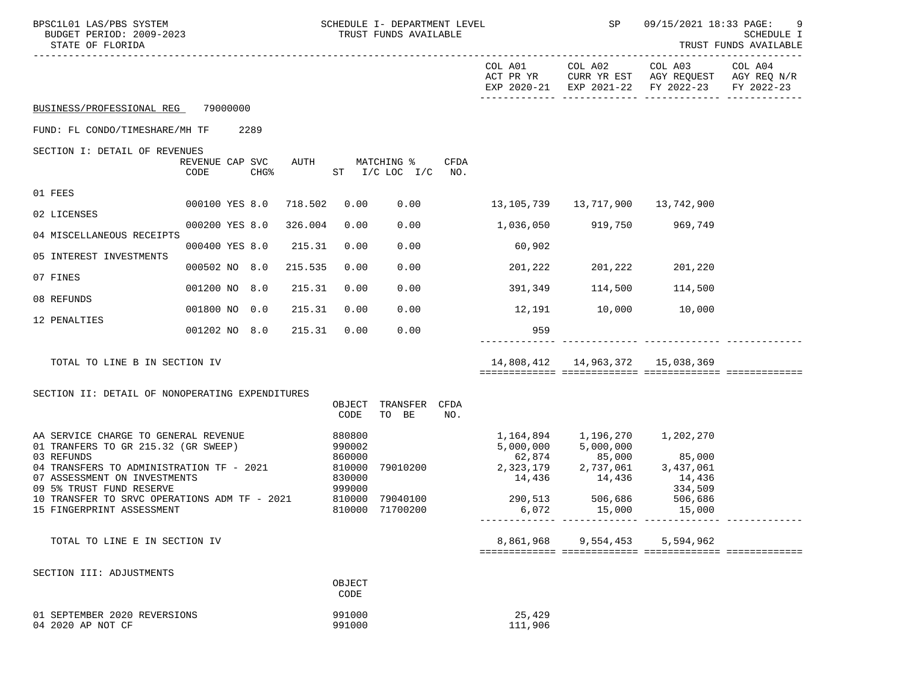BPSC1L01 LAS/PBS SYSTEM — SCHEDULE I- DEPARTMENT LEVEL — TRUST FUNDS AVAILABLE — SP 09/15/2021 18:33

BUDGET PERIOD: 2009-2023

STATE OF FLORIDA

| | COL A01 ACT PR YR EXP 2020-21 | COL A02 CURR YR EST EXP 2021-22 | COL A03 AGY REQUEST FY 2022-23 | COL A04 AGY REQ N/R FY 2022-23 |
|---|---|---|---|---|

BUSINESS/PROFESSIONAL REG 79000000

FUND: FL CONDO/TIMESHARE/MH TF 2289

SECTION I: DETAIL OF REVENUES

| | REVENUE CODE | CAP | SVC CHG% | AUTH | MATCHING % ST | I/C LOC | I/C | CFDA NO. | COL A01 | COL A02 | COL A03 | COL A04 |
|---|---|---|---|---|---|---|---|---|---|---|---|---|
| 01 FEES | 000100 | YES | 8.0 | 718.502 | 0.00 | 0.00 | | | 13,105,739 | 13,717,900 | 13,742,900 | |
| 02 LICENSES | 000200 | YES | 8.0 | 326.004 | 0.00 | 0.00 | | | 1,036,050 | 919,750 | 969,749 | |
| 04 MISCELLANEOUS RECEIPTS | 000400 | YES | 8.0 | 215.31 | 0.00 | 0.00 | | | 60,902 | | | |
| 05 INTEREST INVESTMENTS | 000502 | NO | 8.0 | 215.535 | 0.00 | 0.00 | | | 201,222 | 201,222 | 201,220 | |
| 07 FINES | 001200 | NO | 8.0 | 215.31 | 0.00 | 0.00 | | | 391,349 | 114,500 | 114,500 | |
| 08 REFUNDS | 001800 | NO | 0.0 | 215.31 | 0.00 | 0.00 | | | 12,191 | 10,000 | 10,000 | |
| 12 PENALTIES | 001202 | NO | 8.0 | 215.31 | 0.00 | 0.00 | | | 959 | | | |
| TOTAL TO LINE B IN SECTION IV | | | | | | | | | 14,808,412 | 14,963,372 | 15,038,369 | |

SECTION II: DETAIL OF NONOPERATING EXPENDITURES

| | OBJECT CODE | TRANSFER TO BE | CFDA NO. | COL A01 | COL A02 | COL A03 | COL A04 |
|---|---|---|---|---|---|---|---|
| AA SERVICE CHARGE TO GENERAL REVENUE | 880800 | | | 1,164,894 | 1,196,270 | 1,202,270 | |
| 01 TRANFERS TO GR 215.32 (GR SWEEP) | 990002 | | | 5,000,000 | 5,000,000 | | |
| 03 REFUNDS | 860000 | | | 62,874 | 85,000 | 85,000 | |
| 04 TRANSFERS TO ADMINISTRATION TF - 2021 | 810000 | 79010200 | | 2,323,179 | 2,737,061 | 3,437,061 | |
| 07 ASSESSMENT ON INVESTMENTS | 830000 | | | 14,436 | 14,436 | 14,436 | |
| 09 5% TRUST FUND RESERVE | 999000 | | | | | 334,509 | |
| 10 TRANSFER TO SRVC OPERATIONS ADM TF - 2021 | 810000 | 79040100 | | 290,513 | 506,686 | 506,686 | |
| 15 FINGERPRINT ASSESSMENT | 810000 | 71700200 | | 6,072 | 15,000 | 15,000 | |
| TOTAL TO LINE E IN SECTION IV | | | | 8,861,968 | 9,554,453 | 5,594,962 | |

SECTION III: ADJUSTMENTS

| | OBJECT CODE | COL A01 | COL A02 | COL A03 | COL A04 |
|---|---|---|---|---|---|
| 01 SEPTEMBER 2020 REVERSIONS | 991000 | 25,429 | | | |
| 04 2020 AP NOT CF | 991000 | 111,906 | | | |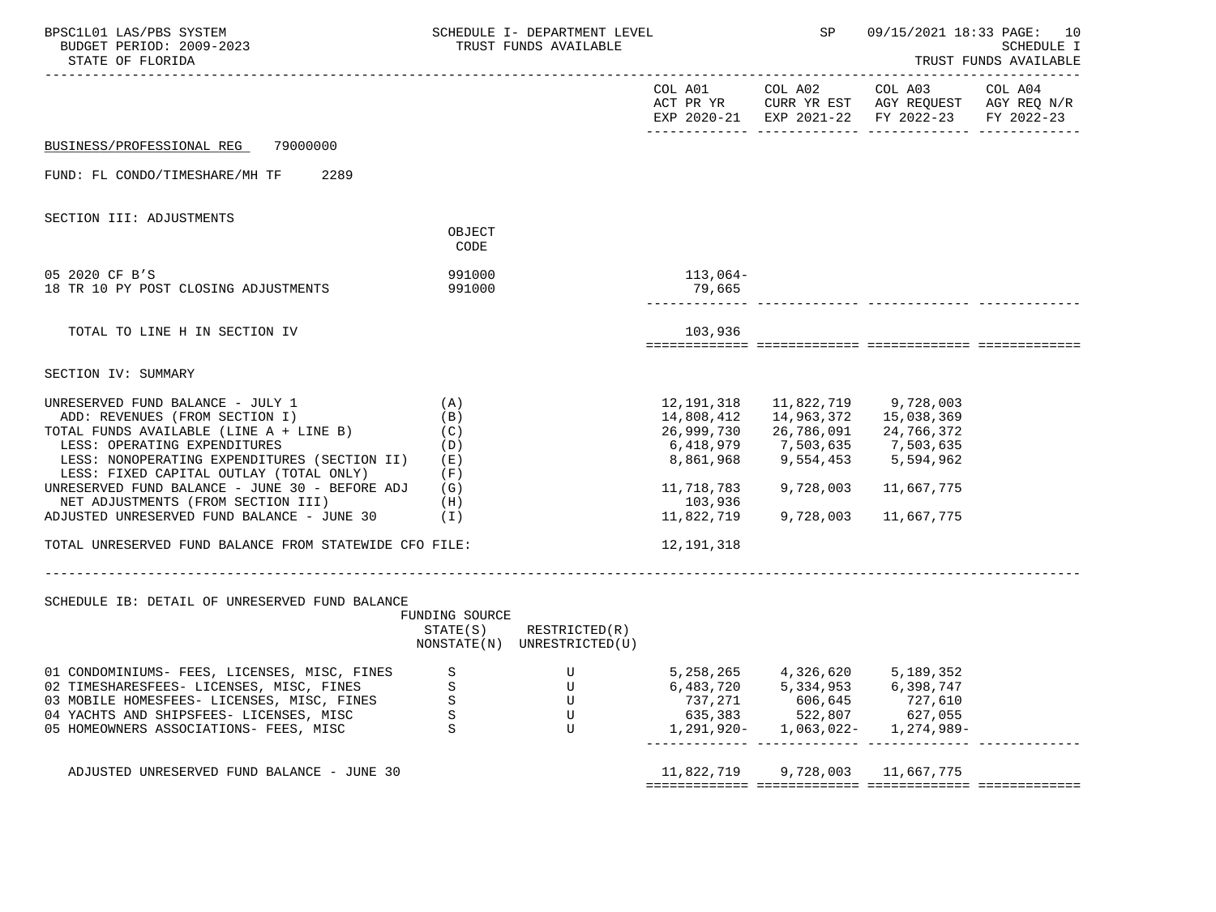BPSC1L01 LAS/PBS SYSTEM — SCHEDULE I- DEPARTMENT LEVEL — TRUST FUNDS AVAILABLE — SP 09/15/2021 18:33
BUDGET PERIOD: 2009-2023
STATE OF FLORIDA
SCHEDULE I — TRUST FUNDS AVAILABLE

BUSINESS/PROFESSIONAL REG 79000000

FUND: FL CONDO/TIMESHARE/MH TF 2289

## SECTION III: ADJUSTMENTS

| | OBJECT CODE | COL A01 ACT PR YR EXP 2020-21 | COL A02 CURR YR EST EXP 2021-22 | COL A03 AGY REQUEST FY 2022-23 | COL A04 AGY REQ N/R FY 2022-23 |
|---|---|---|---|---|---|
| 05 2020 CF B'S | 991000 | 113,064- | | | |
| 18 TR 10 PY POST CLOSING ADJUSTMENTS | 991000 | 79,665 | | | |
| TOTAL TO LINE H IN SECTION IV | | 103,936 | | | |

## SECTION IV: SUMMARY

| | | COL A01 ACT PR YR EXP 2020-21 | COL A02 CURR YR EST EXP 2021-22 | COL A03 AGY REQUEST FY 2022-23 | COL A04 AGY REQ N/R FY 2022-23 |
|---|---|---|---|---|---|
| UNRESERVED FUND BALANCE - JULY 1 | (A) | 12,191,318 | 11,822,719 | 9,728,003 | |
| ADD: REVENUES (FROM SECTION I) | (B) | 14,808,412 | 14,963,372 | 15,038,369 | |
| TOTAL FUNDS AVAILABLE (LINE A + LINE B) | (C) | 26,999,730 | 26,786,091 | 24,766,372 | |
| LESS: OPERATING EXPENDITURES | (D) | 6,418,979 | 7,503,635 | 7,503,635 | |
| LESS: NONOPERATING EXPENDITURES (SECTION II) | (E) | 8,861,968 | 9,554,453 | 5,594,962 | |
| LESS: FIXED CAPITAL OUTLAY (TOTAL ONLY) | (F) | | | | |
| UNRESERVED FUND BALANCE - JUNE 30 - BEFORE ADJ | (G) | 11,718,783 | 9,728,003 | 11,667,775 | |
| NET ADJUSTMENTS (FROM SECTION III) | (H) | 103,936 | | | |
| ADJUSTED UNRESERVED FUND BALANCE - JUNE 30 | (I) | 11,822,719 | 9,728,003 | 11,667,775 | |
| TOTAL UNRESERVED FUND BALANCE FROM STATEWIDE CFO FILE: | | 12,191,318 | | | |

## SCHEDULE IB: DETAIL OF UNRESERVED FUND BALANCE

| | FUNDING SOURCE STATE(S) NONSTATE(N) | RESTRICTED(R) UNRESTRICTED(U) | COL A01 ACT PR YR EXP 2020-21 | COL A02 CURR YR EST EXP 2021-22 | COL A03 AGY REQUEST FY 2022-23 | COL A04 AGY REQ N/R FY 2022-23 |
|---|---|---|---|---|---|---|
| 01 CONDOMINIUMS- FEES, LICENSES, MISC, FINES | S | U | 5,258,265 | 4,326,620 | 5,189,352 | |
| 02 TIMESHARESFEES- LICENSES, MISC, FINES | S | U | 6,483,720 | 5,334,953 | 6,398,747 | |
| 03 MOBILE HOMESFEES- LICENSES, MISC, FINES | S | U | 737,271 | 606,645 | 727,610 | |
| 04 YACHTS AND SHIPSFEES- LICENSES, MISC | S | U | 635,383 | 522,807 | 627,055 | |
| 05 HOMEOWNERS ASSOCIATIONS- FEES, MISC | S | U | 1,291,920- | 1,063,022- | 1,274,989- | |
| ADJUSTED UNRESERVED FUND BALANCE - JUNE 30 | | | 11,822,719 | 9,728,003 | 11,667,775 | |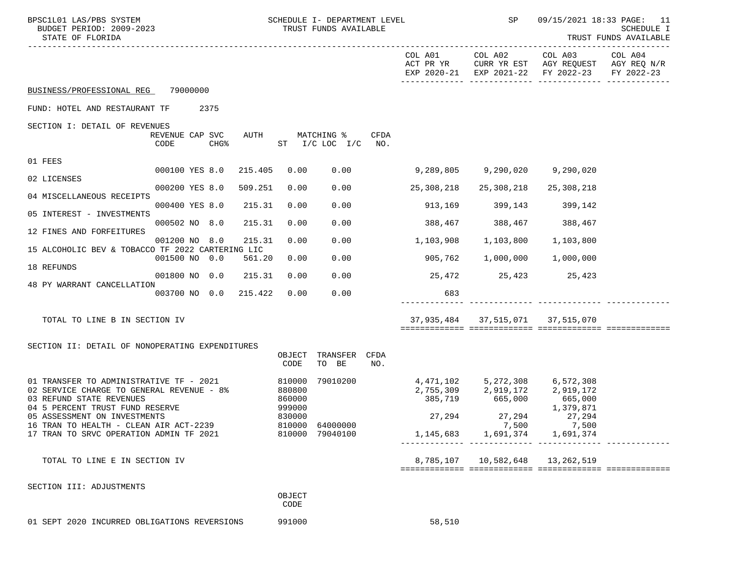BUSINESS/PROFESSIONAL REG 79000000

FUND: HOTEL AND RESTAURANT TF 2375

SECTION I: DETAIL OF REVENUES

| | REVENUE CODE | CAP | SVC CHG% | AUTH | MATCHING % ST | I/C | LOC I/C | CFDA NO. | COL A01 ACT PR YR EXP 2020-21 | COL A02 CURR YR EST EXP 2021-22 | COL A03 AGY REQUEST FY 2022-23 | COL A04 AGY REQ N/R FY 2022-23 |
|---|---|---|---|---|---|---|---|---|---|---|---|---|
| 01 FEES | 000100 | YES | 8.0 | 215.405 | 0.00 | | 0.00 | | 9,289,805 | 9,290,020 | 9,290,020 | |
| 02 LICENSES | 000200 | YES | 8.0 | 509.251 | 0.00 | | 0.00 | | 25,308,218 | 25,308,218 | 25,308,218 | |
| 04 MISCELLANEOUS RECEIPTS | 000400 | YES | 8.0 | 215.31 | 0.00 | | 0.00 | | 913,169 | 399,143 | 399,142 | |
| 05 INTEREST - INVESTMENTS | 000502 | NO | 8.0 | 215.31 | 0.00 | | 0.00 | | 388,467 | 388,467 | 388,467 | |
| 12 FINES AND FORFEITURES | 001200 | NO | 8.0 | 215.31 | 0.00 | | 0.00 | | 1,103,908 | 1,103,800 | 1,103,800 | |
| 15 ALCOHOLIC BEV & TOBACCO TF 2022 CARTERING LIC | 001500 | NO | 0.0 | 561.20 | 0.00 | | 0.00 | | 905,762 | 1,000,000 | 1,000,000 | |
| 18 REFUNDS | 001800 | NO | 0.0 | 215.31 | 0.00 | | 0.00 | | 25,472 | 25,423 | 25,423 | |
| 48 PY WARRANT CANCELLATION | 003700 | NO | 0.0 | 215.422 | 0.00 | | 0.00 | | 683 | | | |
| TOTAL TO LINE B IN SECTION IV | | | | | | | | | 37,935,484 | 37,515,071 | 37,515,070 | |

SECTION II: DETAIL OF NONOPERATING EXPENDITURES

| | OBJECT CODE | TRANSFER TO BE | CFDA NO. | COL A01 | COL A02 | COL A03 | COL A04 |
|---|---|---|---|---|---|---|---|
| 01 TRANSFER TO ADMINISTRATIVE TF - 2021 | 810000 | 79010200 | | 4,471,102 | 5,272,308 | 6,572,308 | |
| 02 SERVICE CHARGE TO GENERAL REVENUE - 8% | 880800 | | | 2,755,309 | 2,919,172 | 2,919,172 | |
| 03 REFUND STATE REVENUES | 860000 | | | 385,719 | 665,000 | 665,000 | |
| 04 5 PERCENT TRUST FUND RESERVE | 999000 | | | | | 1,379,871 | |
| 05 ASSESSMENT ON INVESTMENTS | 830000 | | | 27,294 | 27,294 | 27,294 | |
| 16 TRAN TO HEALTH - CLEAN AIR ACT-2239 | 810000 | 64000000 | | | 7,500 | 7,500 | |
| 17 TRAN TO SRVC OPERATION ADMIN TF 2021 | 810000 | 79040100 | | 1,145,683 | 1,691,374 | 1,691,374 | |
| TOTAL TO LINE E IN SECTION IV | | | | 8,785,107 | 10,582,648 | 13,262,519 | |

SECTION III: ADJUSTMENTS

| | OBJECT CODE | COL A01 | COL A02 | COL A03 | COL A04 |
|---|---|---|---|---|---|
| 01 SEPT 2020 INCURRED OBLIGATIONS REVERSIONS | 991000 | 58,510 | | | |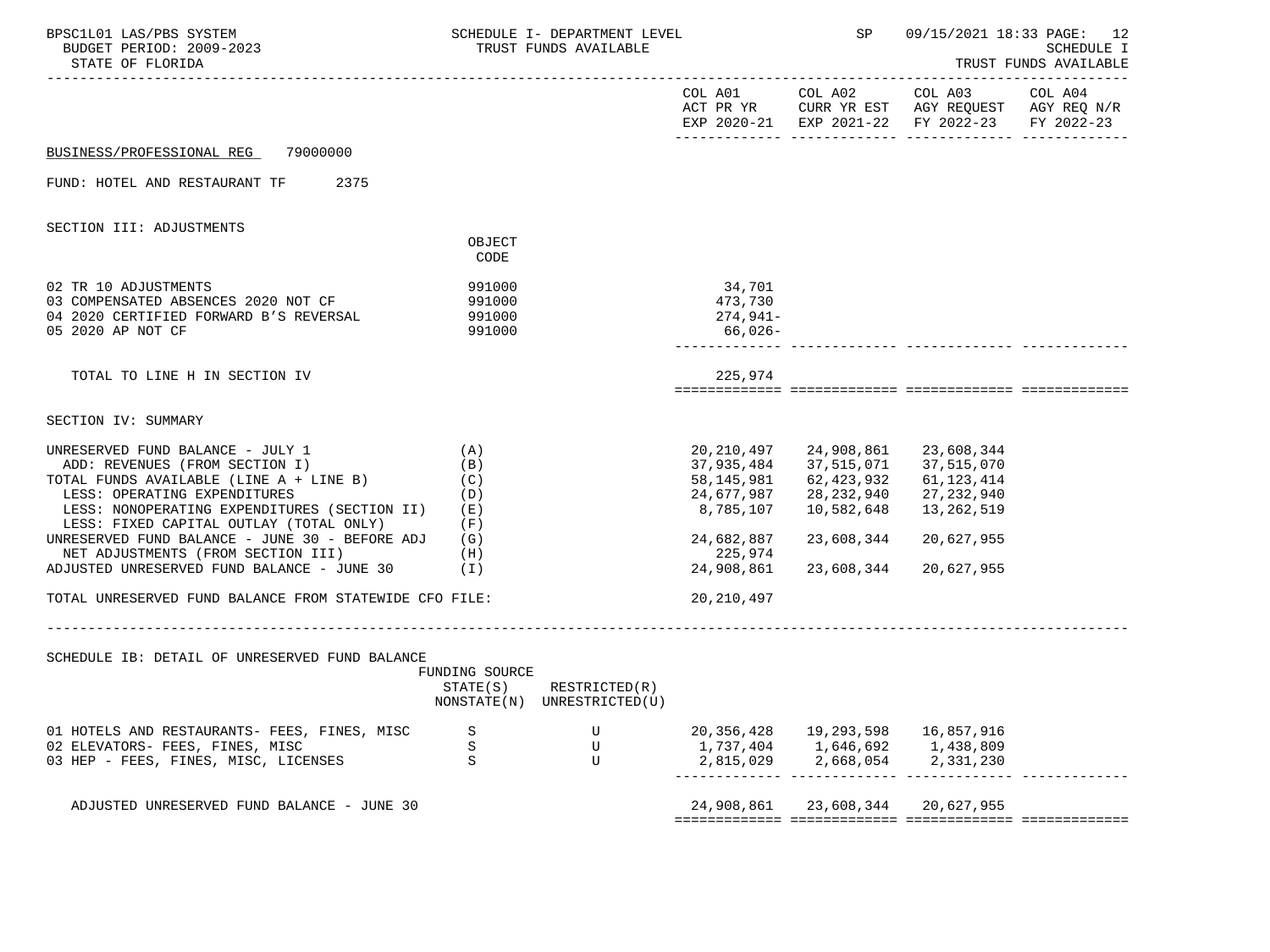BUSINESS/PROFESSIONAL REG 79000000

FUND: HOTEL AND RESTAURANT TF 2375

## SECTION III: ADJUSTMENTS

| | OBJECT CODE | COL A01 ACT PR YR EXP 2020-21 | COL A02 CURR YR EST EXP 2021-22 | COL A03 AGY REQUEST FY 2022-23 | COL A04 AGY REQ N/R FY 2022-23 |
|---|---|---|---|---|---|
| 02 TR 10 ADJUSTMENTS | 991000 | 34,701 | | | |
| 03 COMPENSATED ABSENCES 2020 NOT CF | 991000 | 473,730 | | | |
| 04 2020 CERTIFIED FORWARD B'S REVERSAL | 991000 | 274,941- | | | |
| 05 2020 AP NOT CF | 991000 | 66,026- | | | |
| TOTAL TO LINE H IN SECTION IV | | 225,974 | | | |

## SECTION IV: SUMMARY

| | | COL A01 ACT PR YR EXP 2020-21 | COL A02 CURR YR EST EXP 2021-22 | COL A03 AGY REQUEST FY 2022-23 | COL A04 AGY REQ N/R FY 2022-23 |
|---|---|---|---|---|---|
| UNRESERVED FUND BALANCE - JULY 1 | (A) | 20,210,497 | 24,908,861 | 23,608,344 | |
| ADD: REVENUES (FROM SECTION I) | (B) | 37,935,484 | 37,515,071 | 37,515,070 | |
| TOTAL FUNDS AVAILABLE (LINE A + LINE B) | (C) | 58,145,981 | 62,423,932 | 61,123,414 | |
| LESS: OPERATING EXPENDITURES | (D) | 24,677,987 | 28,232,940 | 27,232,940 | |
| LESS: NONOPERATING EXPENDITURES (SECTION II) | (E) | 8,785,107 | 10,582,648 | 13,262,519 | |
| LESS: FIXED CAPITAL OUTLAY (TOTAL ONLY) | (F) | | | | |
| UNRESERVED FUND BALANCE - JUNE 30 - BEFORE ADJ | (G) | 24,682,887 | 23,608,344 | 20,627,955 | |
| NET ADJUSTMENTS (FROM SECTION III) | (H) | 225,974 | | | |
| ADJUSTED UNRESERVED FUND BALANCE - JUNE 30 | (I) | 24,908,861 | 23,608,344 | 20,627,955 | |
| TOTAL UNRESERVED FUND BALANCE FROM STATEWIDE CFO FILE: | | 20,210,497 | | | |

## SCHEDULE IB: DETAIL OF UNRESERVED FUND BALANCE

| | FUNDING SOURCE STATE(S) NONSTATE(N) | RESTRICTED(R) UNRESTRICTED(U) | COL A01 | COL A02 | COL A03 | COL A04 |
|---|---|---|---|---|---|---|
| 01 HOTELS AND RESTAURANTS- FEES, FINES, MISC | S | U | 20,356,428 | 19,293,598 | 16,857,916 | |
| 02 ELEVATORS- FEES, FINES, MISC | S | U | 1,737,404 | 1,646,692 | 1,438,809 | |
| 03 HEP - FEES, FINES, MISC, LICENSES | S | U | 2,815,029 | 2,668,054 | 2,331,230 | |
| ADJUSTED UNRESERVED FUND BALANCE - JUNE 30 | | | 24,908,861 | 23,608,344 | 20,627,955 | |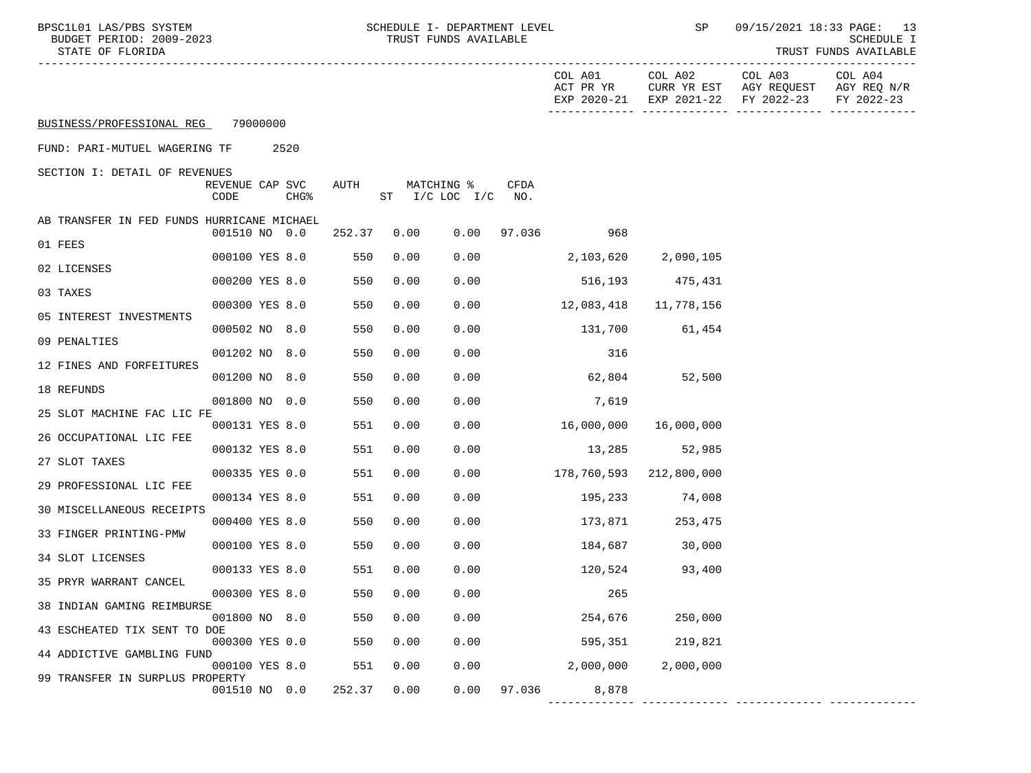BPSC1L01 LAS/PBS SYSTEM — SCHEDULE I- DEPARTMENT LEVEL — TRUST FUNDS AVAILABLE

BUDGET PERIOD: 2009-2023 — STATE OF FLORIDA — SP 09/15/2021 18:33 — SCHEDULE I TRUST FUNDS AVAILABLE

**BUSINESS/PROFESSIONAL REG** 79000000

FUND: PARI-MUTUEL WAGERING TF 2520

SECTION I: DETAIL OF REVENUES

| | REVENUE CODE | CAP | SVC CHG% | AUTH | ST | MATCHING % I/C LOC | I/C | CFDA NO. | COL A01 ACT PR YR EXP 2020-21 | COL A02 CURR YR EST EXP 2021-22 | COL A03 AGY REQUEST FY 2022-23 | COL A04 AGY REQ N/R FY 2022-23 |
|---|---|---|---|---|---|---|---|---|---|---|---|---|
| AB TRANSFER IN FED FUNDS HURRICANE MICHAEL | 001510 | NO | 0.0 | 252.37 | 0.00 | 0.00 | | 97.036 | 968 | | | |
| 01 FEES | 000100 | YES | 8.0 | 550 | 0.00 | 0.00 | | | 2,103,620 | 2,090,105 | | |
| 02 LICENSES | 000200 | YES | 8.0 | 550 | 0.00 | 0.00 | | | 516,193 | 475,431 | | |
| 03 TAXES | 000300 | YES | 8.0 | 550 | 0.00 | 0.00 | | | 12,083,418 | 11,778,156 | | |
| 05 INTEREST INVESTMENTS | 000502 | NO | 8.0 | 550 | 0.00 | 0.00 | | | 131,700 | 61,454 | | |
| 09 PENALTIES | 001202 | NO | 8.0 | 550 | 0.00 | 0.00 | | | 316 | | | |
| 12 FINES AND FORFEITURES | 001200 | NO | 8.0 | 550 | 0.00 | 0.00 | | | 62,804 | 52,500 | | |
| 18 REFUNDS | 001800 | NO | 0.0 | 550 | 0.00 | 0.00 | | | 7,619 | | | |
| 25 SLOT MACHINE FAC LIC FE | 000131 | YES | 8.0 | 551 | 0.00 | 0.00 | | | 16,000,000 | 16,000,000 | | |
| 26 OCCUPATIONAL LIC FEE | 000132 | YES | 8.0 | 551 | 0.00 | 0.00 | | | 13,285 | 52,985 | | |
| 27 SLOT TAXES | 000335 | YES | 0.0 | 551 | 0.00 | 0.00 | | | 178,760,593 | 212,800,000 | | |
| 29 PROFESSIONAL LIC FEE | 000134 | YES | 8.0 | 551 | 0.00 | 0.00 | | | 195,233 | 74,008 | | |
| 30 MISCELLANEOUS RECEIPTS | 000400 | YES | 8.0 | 550 | 0.00 | 0.00 | | | 173,871 | 253,475 | | |
| 33 FINGER PRINTING-PMW | 000100 | YES | 8.0 | 550 | 0.00 | 0.00 | | | 184,687 | 30,000 | | |
| 34 SLOT LICENSES | 000133 | YES | 8.0 | 551 | 0.00 | 0.00 | | | 120,524 | 93,400 | | |
| 35 PRYR WARRANT CANCEL | 000300 | YES | 8.0 | 550 | 0.00 | 0.00 | | | 265 | | | |
| 38 INDIAN GAMING REIMBURSE | 001800 | NO | 8.0 | 550 | 0.00 | 0.00 | | | 254,676 | 250,000 | | |
| 43 ESCHEATED TIX SENT TO DOE | 000300 | YES | 0.0 | 550 | 0.00 | 0.00 | | | 595,351 | 219,821 | | |
| 44 ADDICTIVE GAMBLING FUND | 000100 | YES | 8.0 | 551 | 0.00 | 0.00 | | | 2,000,000 | 2,000,000 | | |
| 99 TRANSFER IN SURPLUS PROPERTY | 001510 | NO | 0.0 | 252.37 | 0.00 | 0.00 | | 97.036 | 8,878 | | | |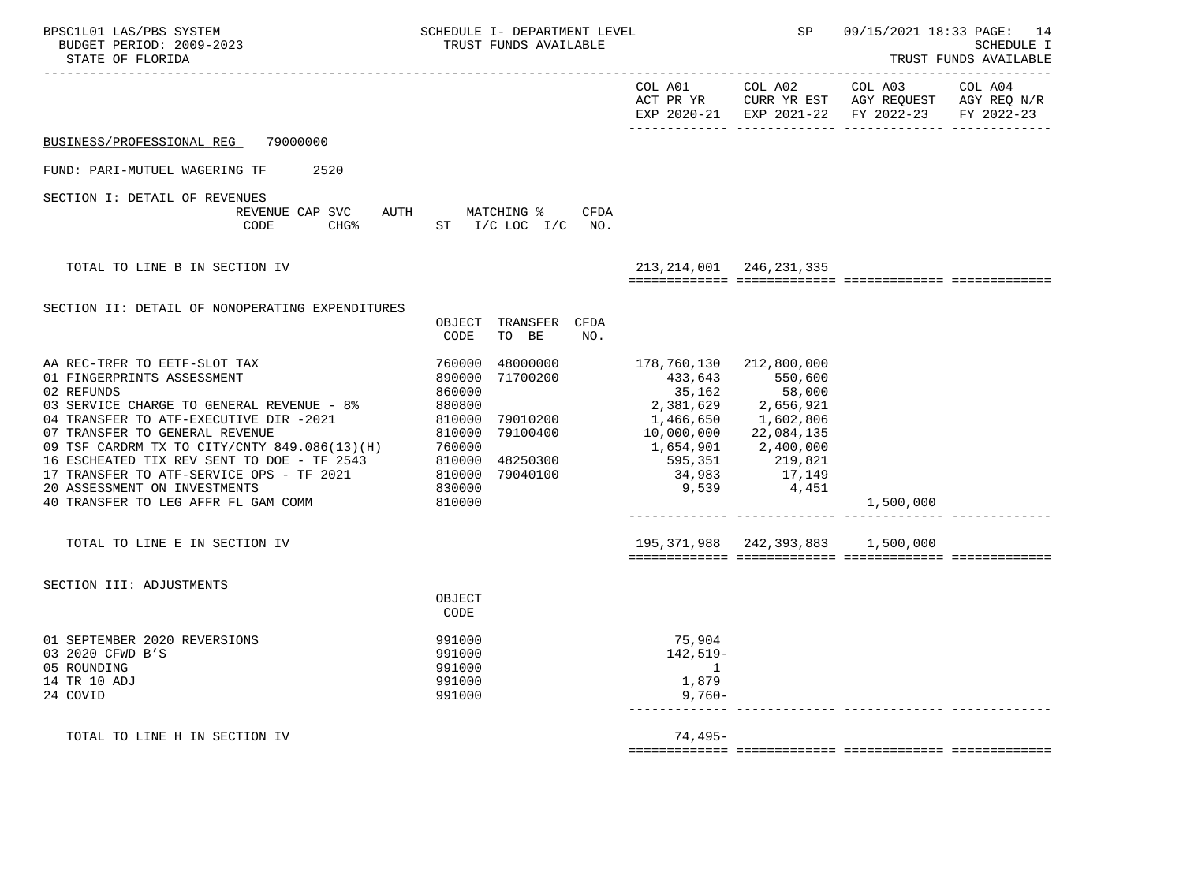BUSINESS/PROFESSIONAL REG 79000000

FUND: PARI-MUTUEL WAGERING TF 2520

| | | | | COL A01 ACT PR YR EXP 2020-21 | COL A02 CURR YR EST EXP 2021-22 | COL A03 AGY REQUEST FY 2022-23 | COL A04 AGY REQ N/R FY 2022-23 |
|---|---|---|---|---|---|---|---|
| **SECTION I: DETAIL OF REVENUES** | REVENUE CODE / CAP SVC CHG% / AUTH ST | MATCHING % I/C LOC I/C | CFDA NO. | | | | |
| TOTAL TO LINE B IN SECTION IV | | | | 213,214,001 | 246,231,335 | | |
| **SECTION II: DETAIL OF NONOPERATING EXPENDITURES** | OBJECT CODE | TRANSFER TO BE | CFDA NO. | | | | |
| AA REC-TRFR TO EETF-SLOT TAX | 760000 | 48000000 | | 178,760,130 | 212,800,000 | | |
| 01 FINGERPRINTS ASSESSMENT | 890000 | 71700200 | | 433,643 | 550,600 | | |
| 02 REFUNDS | 860000 | | | 35,162 | 58,000 | | |
| 03 SERVICE CHARGE TO GENERAL REVENUE - 8% | 880800 | | | 2,381,629 | 2,656,921 | | |
| 04 TRANSFER TO ATF-EXECUTIVE DIR -2021 | 810000 | 79010200 | | 1,466,650 | 1,602,806 | | |
| 07 TRANSFER TO GENERAL REVENUE | 810000 | 79100400 | | 10,000,000 | 22,084,135 | | |
| 09 TSF CARDRM TX TO CITY/CNTY 849.086(13)(H) | 760000 | | | 1,654,901 | 2,400,000 | | |
| 16 ESCHEATED TIX REV SENT TO DOE - TF 2543 | 810000 | 48250300 | | 595,351 | 219,821 | | |
| 17 TRANSFER TO ATF-SERVICE OPS - TF 2021 | 810000 | 79040100 | | 34,983 | 17,149 | | |
| 20 ASSESSMENT ON INVESTMENTS | 830000 | | | 9,539 | 4,451 | | |
| 40 TRANSFER TO LEG AFFR FL GAM COMM | 810000 | | | | | 1,500,000 | |
| TOTAL TO LINE E IN SECTION IV | | | | 195,371,988 | 242,393,883 | 1,500,000 | |
| **SECTION III: ADJUSTMENTS** | OBJECT CODE | | | | | | |
| 01 SEPTEMBER 2020 REVERSIONS | 991000 | | | 75,904 | | | |
| 03 2020 CFWD B'S | 991000 | | | 142,519- | | | |
| 05 ROUNDING | 991000 | | | 1 | | | |
| 14 TR 10 ADJ | 991000 | | | 1,879 | | | |
| 24 COVID | 991000 | | | 9,760- | | | |
| TOTAL TO LINE H IN SECTION IV | | | | 74,495- | | | |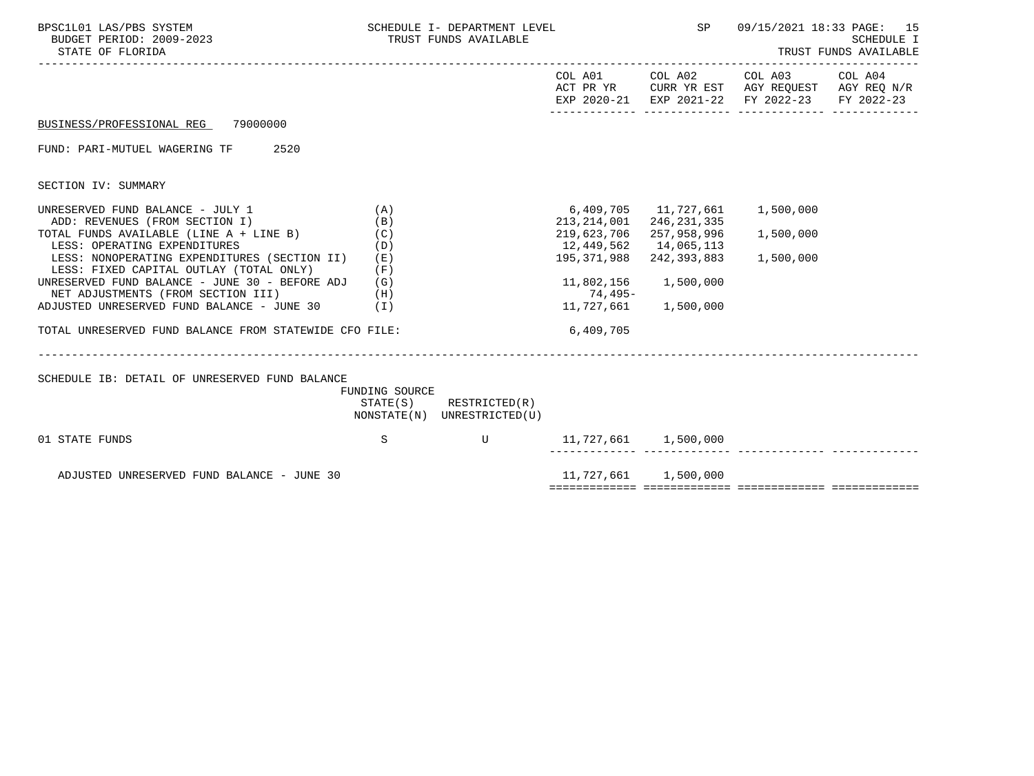BPSC1L01 LAS/PBS SYSTEM — SCHEDULE I- DEPARTMENT LEVEL — TRUST FUNDS AVAILABLE — SP 09/15/2021 18:33
BUDGET PERIOD: 2009-2023
STATE OF FLORIDA

SCHEDULE I
TRUST FUNDS AVAILABLE

BUSINESS/PROFESSIONAL REG 79000000

FUND: PARI-MUTUEL WAGERING TF 2520

SECTION IV: SUMMARY

| | | COL A01 ACT PR YR EXP 2020-21 | COL A02 CURR YR EST EXP 2021-22 | COL A03 AGY REQUEST FY 2022-23 | COL A04 AGY REQ N/R FY 2022-23 |
|---|---|---|---|---|---|
| UNRESERVED FUND BALANCE - JULY 1 | (A) | 6,409,705 | 11,727,661 | 1,500,000 | |
| ADD: REVENUES (FROM SECTION I) | (B) | 213,214,001 | 246,231,335 | | |
| TOTAL FUNDS AVAILABLE (LINE A + LINE B) | (C) | 219,623,706 | 257,958,996 | 1,500,000 | |
| LESS: OPERATING EXPENDITURES | (D) | 12,449,562 | 14,065,113 | | |
| LESS: NONOPERATING EXPENDITURES (SECTION II) | (E) | 195,371,988 | 242,393,883 | 1,500,000 | |
| LESS: FIXED CAPITAL OUTLAY (TOTAL ONLY) | (F) | | | | |
| UNRESERVED FUND BALANCE - JUNE 30 - BEFORE ADJ | (G) | 11,802,156 | 1,500,000 | | |
| NET ADJUSTMENTS (FROM SECTION III) | (H) | 74,495- | | | |
| ADJUSTED UNRESERVED FUND BALANCE - JUNE 30 | (I) | 11,727,661 | 1,500,000 | | |
| TOTAL UNRESERVED FUND BALANCE FROM STATEWIDE CFO FILE: | | 6,409,705 | | | |

SCHEDULE IB: DETAIL OF UNRESERVED FUND BALANCE

| | FUNDING SOURCE STATE(S) NONSTATE(N) | RESTRICTED(R) UNRESTRICTED(U) | COL A01 | COL A02 | COL A03 | COL A04 |
|---|---|---|---|---|---|---|
| 01 STATE FUNDS | S | U | 11,727,661 | 1,500,000 | | |
| ADJUSTED UNRESERVED FUND BALANCE - JUNE 30 | | | 11,727,661 | 1,500,000 | | |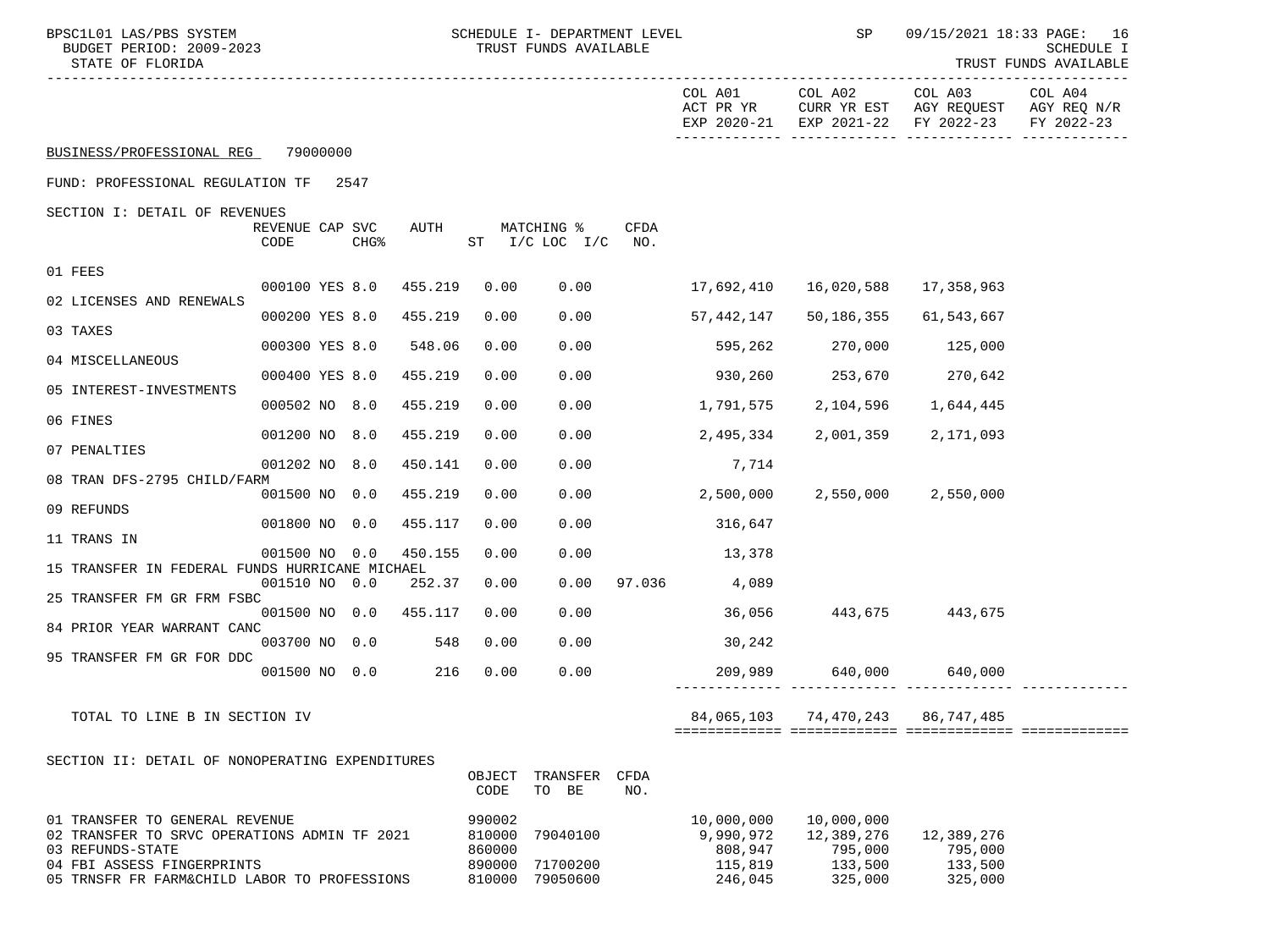SCHEDULE I- DEPARTMENT LEVEL
TRUST FUNDS AVAILABLE

BUSINESS/PROFESSIONAL REG 79000000

FUND: PROFESSIONAL REGULATION TF 2547

SECTION I: DETAIL OF REVENUES

| | REVENUE CODE | CAP | SVC CHG% | AUTH | ST | MATCHING % I/C LOC | I/C | CFDA NO. | COL A01 ACT PR YR EXP 2020-21 | COL A02 CURR YR EST EXP 2021-22 | COL A03 AGY REQUEST FY 2022-23 | COL A04 AGY REQ N/R FY 2022-23 |
|---|---|---|---|---|---|---|---|---|---|---|---|---|
| 01 FEES | 000100 | YES | 8.0 | 455.219 | 0.00 | 0.00 | | | 17,692,410 | 16,020,588 | 17,358,963 | |
| 02 LICENSES AND RENEWALS | 000200 | YES | 8.0 | 455.219 | 0.00 | 0.00 | | | 57,442,147 | 50,186,355 | 61,543,667 | |
| 03 TAXES | 000300 | YES | 8.0 | 548.06 | 0.00 | 0.00 | | | 595,262 | 270,000 | 125,000 | |
| 04 MISCELLANEOUS | 000400 | YES | 8.0 | 455.219 | 0.00 | 0.00 | | | 930,260 | 253,670 | 270,642 | |
| 05 INTEREST-INVESTMENTS | 000502 | NO | 8.0 | 455.219 | 0.00 | 0.00 | | | 1,791,575 | 2,104,596 | 1,644,445 | |
| 06 FINES | 001200 | NO | 8.0 | 455.219 | 0.00 | 0.00 | | | 2,495,334 | 2,001,359 | 2,171,093 | |
| 07 PENALTIES | 001202 | NO | 8.0 | 450.141 | 0.00 | 0.00 | | | 7,714 | | | |
| 08 TRAN DFS-2795 CHILD/FARM | 001500 | NO | 0.0 | 455.219 | 0.00 | 0.00 | | | 2,500,000 | 2,550,000 | 2,550,000 | |
| 09 REFUNDS | 001800 | NO | 0.0 | 455.117 | 0.00 | 0.00 | | | 316,647 | | | |
| 11 TRANS IN | 001500 | NO | 0.0 | 450.155 | 0.00 | 0.00 | | | 13,378 | | | |
| 15 TRANSFER IN FEDERAL FUNDS HURRICANE MICHAEL | 001510 | NO | 0.0 | 252.37 | 0.00 | 0.00 | | 97.036 | 4,089 | | | |
| 25 TRANSFER FM GR FRM FSBC | 001500 | NO | 0.0 | 455.117 | 0.00 | 0.00 | | | 36,056 | 443,675 | 443,675 | |
| 84 PRIOR YEAR WARRANT CANC | 003700 | NO | 0.0 | 548 | 0.00 | 0.00 | | | 30,242 | | | |
| 95 TRANSFER FM GR FOR DDC | 001500 | NO | 0.0 | 216 | 0.00 | 0.00 | | | 209,989 | 640,000 | 640,000 | |
| TOTAL TO LINE B IN SECTION IV | | | | | | | | | 84,065,103 | 74,470,243 | 86,747,485 | |

SECTION II: DETAIL OF NONOPERATING EXPENDITURES

| | OBJECT CODE | TRANSFER TO BE | CFDA NO. | COL A01 ACT PR YR EXP 2020-21 | COL A02 CURR YR EST EXP 2021-22 | COL A03 AGY REQUEST FY 2022-23 | COL A04 AGY REQ N/R FY 2022-23 |
|---|---|---|---|---|---|---|---|
| 01 TRANSFER TO GENERAL REVENUE | 990002 | | | 10,000,000 | 10,000,000 | | |
| 02 TRANSFER TO SRVC OPERATIONS ADMIN TF 2021 | 810000 | 79040100 | | 9,990,972 | 12,389,276 | 12,389,276 | |
| 03 REFUNDS-STATE | 860000 | | | 808,947 | 795,000 | 795,000 | |
| 04 FBI ASSESS FINGERPRINTS | 890000 | 71700200 | | 115,819 | 133,500 | 133,500 | |
| 05 TRNSFR FR FARM&CHILD LABOR TO PROFESSIONS | 810000 | 79050600 | | 246,045 | 325,000 | 325,000 | |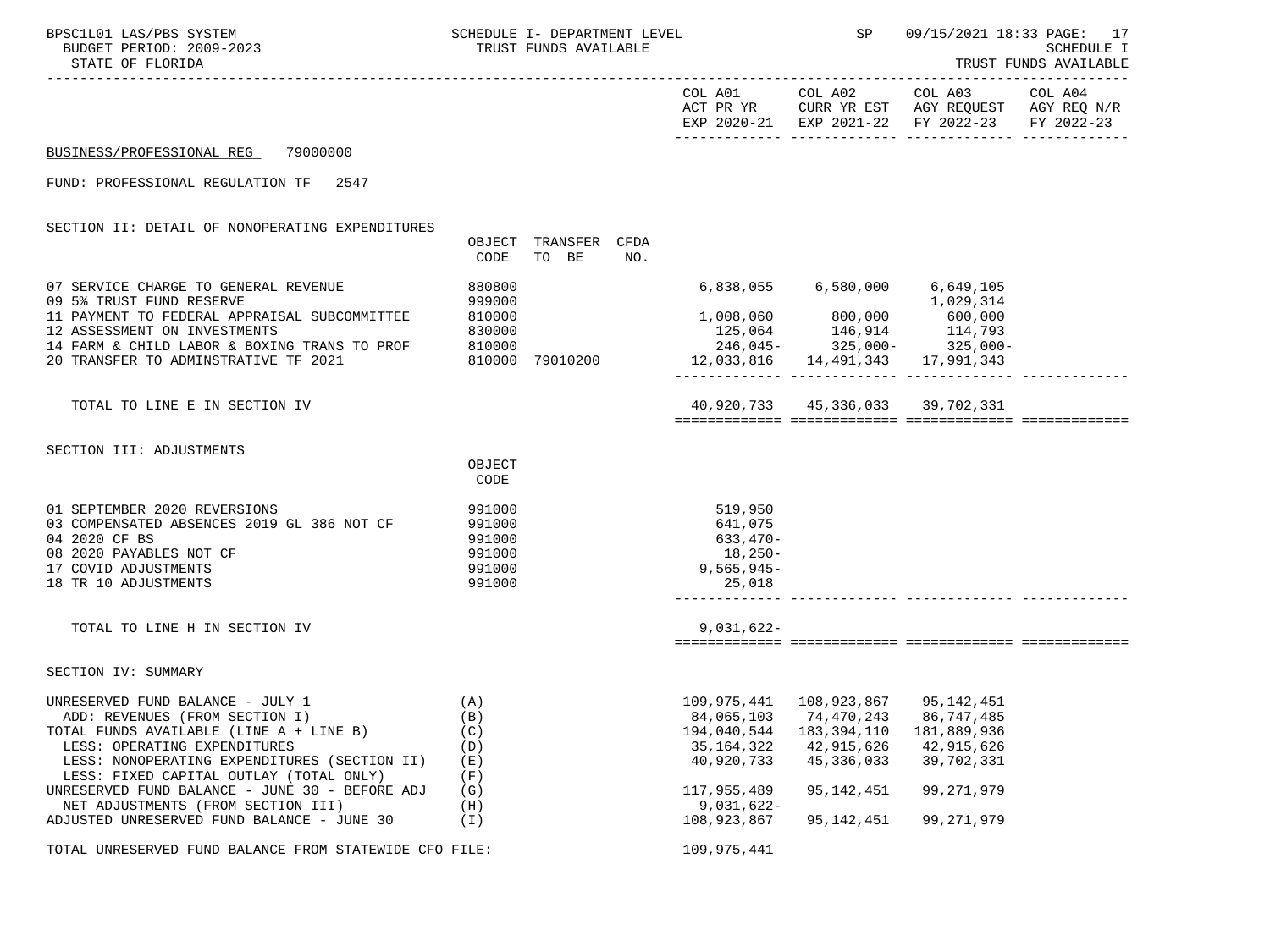BUSINESS/PROFESSIONAL REG 79000000

FUND: PROFESSIONAL REGULATION TF 2547

## SECTION II: DETAIL OF NONOPERATING EXPENDITURES

| | OBJECT CODE | TRANSFER TO BE | CFDA NO. | COL A01 ACT PR YR EXP 2020-21 | COL A02 CURR YR EST EXP 2021-22 | COL A03 AGY REQUEST FY 2022-23 | COL A04 AGY REQ N/R FY 2022-23 |
|---|---|---|---|---|---|---|---|
| 07 SERVICE CHARGE TO GENERAL REVENUE | 880800 | | | 6,838,055 | 6,580,000 | 6,649,105 | |
| 09 5% TRUST FUND RESERVE | 999000 | | | | | 1,029,314 | |
| 11 PAYMENT TO FEDERAL APPRAISAL SUBCOMMITTEE | 810000 | | | 1,008,060 | 800,000 | 600,000 | |
| 12 ASSESSMENT ON INVESTMENTS | 830000 | | | 125,064 | 146,914 | 114,793 | |
| 14 FARM & CHILD LABOR & BOXING TRANS TO PROF | 810000 | | | 246,045- | 325,000- | 325,000- | |
| 20 TRANSFER TO ADMINSTRATIVE TF 2021 | 810000 | 79010200 | | 12,033,816 | 14,491,343 | 17,991,343 | |
| TOTAL TO LINE E IN SECTION IV | | | | 40,920,733 | 45,336,033 | 39,702,331 | |

## SECTION III: ADJUSTMENTS

| | OBJECT CODE | COL A01 | COL A02 | COL A03 | COL A04 |
|---|---|---|---|---|---|
| 01 SEPTEMBER 2020 REVERSIONS | 991000 | 519,950 | | | |
| 03 COMPENSATED ABSENCES 2019 GL 386 NOT CF | 991000 | 641,075 | | | |
| 04 2020 CF BS | 991000 | 633,470- | | | |
| 08 2020 PAYABLES NOT CF | 991000 | 18,250- | | | |
| 17 COVID ADJUSTMENTS | 991000 | 9,565,945- | | | |
| 18 TR 10 ADJUSTMENTS | 991000 | 25,018 | | | |
| TOTAL TO LINE H IN SECTION IV | | 9,031,622- | | | |

## SECTION IV: SUMMARY

| | | COL A01 | COL A02 | COL A03 | COL A04 |
|---|---|---|---|---|---|
| UNRESERVED FUND BALANCE - JULY 1 | (A) | 109,975,441 | 108,923,867 | 95,142,451 | |
| ADD: REVENUES (FROM SECTION I) | (B) | 84,065,103 | 74,470,243 | 86,747,485 | |
| TOTAL FUNDS AVAILABLE (LINE A + LINE B) | (C) | 194,040,544 | 183,394,110 | 181,889,936 | |
| LESS: OPERATING EXPENDITURES | (D) | 35,164,322 | 42,915,626 | 42,915,626 | |
| LESS: NONOPERATING EXPENDITURES (SECTION II) | (E) | 40,920,733 | 45,336,033 | 39,702,331 | |
| LESS: FIXED CAPITAL OUTLAY (TOTAL ONLY) | (F) | | | | |
| UNRESERVED FUND BALANCE - JUNE 30 - BEFORE ADJ | (G) | 117,955,489 | 95,142,451 | 99,271,979 | |
| NET ADJUSTMENTS (FROM SECTION III) | (H) | 9,031,622- | | | |
| ADJUSTED UNRESERVED FUND BALANCE - JUNE 30 | (I) | 108,923,867 | 95,142,451 | 99,271,979 | |

TOTAL UNRESERVED FUND BALANCE FROM STATEWIDE CFO FILE: 109,975,441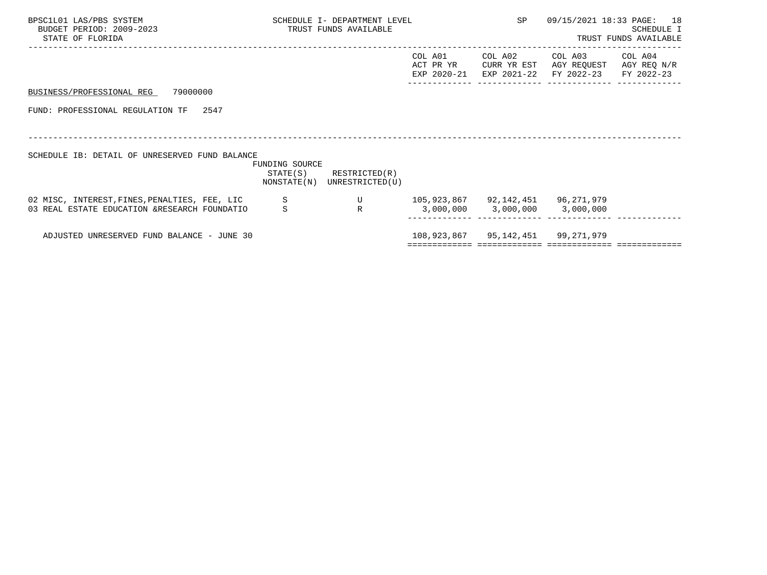SCHEDULE I- DEPARTMENT LEVEL
TRUST FUNDS AVAILABLE

SCHEDULE I
TRUST FUNDS AVAILABLE

BUSINESS/PROFESSIONAL REG 79000000

FUND: PROFESSIONAL REGULATION TF 2547

SCHEDULE IB: DETAIL OF UNRESERVED FUND BALANCE

| | FUNDING SOURCE STATE(S) NONSTATE(N) | RESTRICTED(R) UNRESTRICTED(U) | COL A01 ACT PR YR EXP 2020-21 | COL A02 CURR YR EST EXP 2021-22 | COL A03 AGY REQUEST FY 2022-23 | COL A04 AGY REQ N/R FY 2022-23 |
|---|---|---|---|---|---|---|
| 02 MISC, INTEREST,FINES,PENALTIES, FEE, LIC | S | U | 105,923,867 | 92,142,451 | 96,271,979 | |
| 03 REAL ESTATE EDUCATION &RESEARCH FOUNDATIO | S | R | 3,000,000 | 3,000,000 | 3,000,000 | |
| ADJUSTED UNRESERVED FUND BALANCE - JUNE 30 | | | 108,923,867 | 95,142,451 | 99,271,979 | |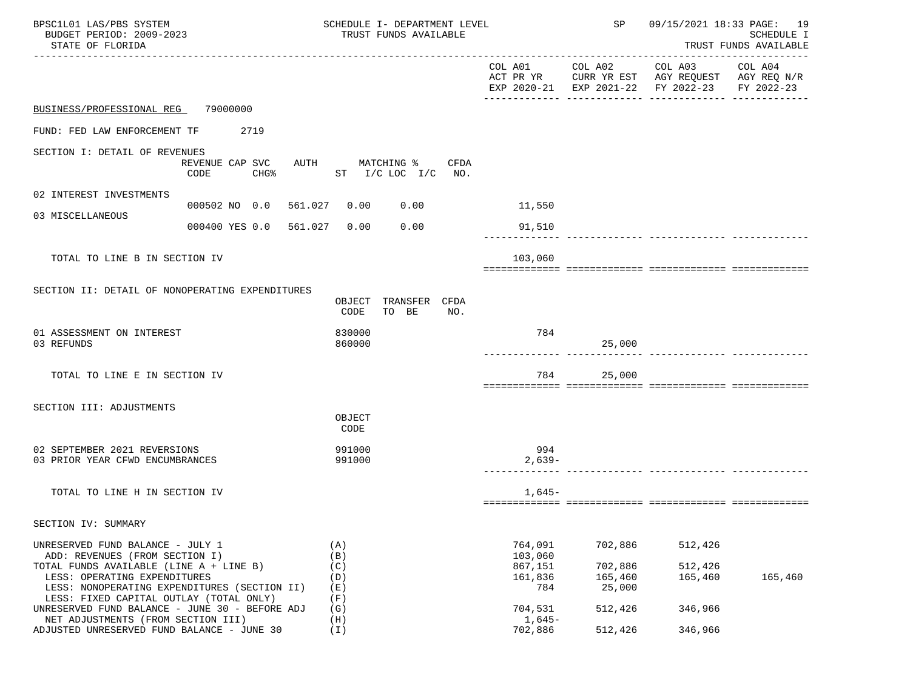SCHEDULE I- DEPARTMENT LEVEL
TRUST FUNDS AVAILABLE

BPSC1L01 LAS/PBS SYSTEM
BUDGET PERIOD: 2009-2023
STATE OF FLORIDA

SP 09/15/2021 18:33 SCHEDULE I
TRUST FUNDS AVAILABLE

BUSINESS/PROFESSIONAL REG 79000000

FUND: FED LAW ENFORCEMENT TF 2719

## SECTION I: DETAIL OF REVENUES

| | REVENUE CODE | CAP CHG% | SVC | AUTH | MATCHING % ST | I/C LOC I/C | CFDA NO. | COL A01 ACT PR YR EXP 2020-21 | COL A02 CURR YR EST EXP 2021-22 | COL A03 AGY REQUEST FY 2022-23 | COL A04 AGY REQ N/R FY 2022-23 |
|---|---|---|---|---|---|---|---|---|---|---|---|
| 02 INTEREST INVESTMENTS | 000502 | NO | 0.0 | 561.027 | 0.00 | 0.00 | | 11,550 | | | |
| 03 MISCELLANEOUS | 000400 | YES | 0.0 | 561.027 | 0.00 | 0.00 | | 91,510 | | | |
| TOTAL TO LINE B IN SECTION IV | | | | | | | | 103,060 | | | |

## SECTION II: DETAIL OF NONOPERATING EXPENDITURES

| | OBJECT CODE | TRANSFER TO BE | CFDA NO. | COL A01 | COL A02 | COL A03 | COL A04 |
|---|---|---|---|---|---|---|---|
| 01 ASSESSMENT ON INTEREST | 830000 | | | 784 | | | |
| 03 REFUNDS | 860000 | | | | 25,000 | | |
| TOTAL TO LINE E IN SECTION IV | | | | 784 | 25,000 | | |

## SECTION III: ADJUSTMENTS

| | OBJECT CODE | COL A01 | COL A02 | COL A03 | COL A04 |
|---|---|---|---|---|---|
| 02 SEPTEMBER 2021 REVERSIONS | 991000 | 994 | | | |
| 03 PRIOR YEAR CFWD ENCUMBRANCES | 991000 | 2,639- | | | |
| TOTAL TO LINE H IN SECTION IV | | 1,645- | | | |

## SECTION IV: SUMMARY

| | | COL A01 | COL A02 | COL A03 | COL A04 |
|---|---|---|---|---|---|
| UNRESERVED FUND BALANCE - JULY 1 | (A) | 764,091 | 702,886 | 512,426 | |
| ADD: REVENUES (FROM SECTION I) | (B) | 103,060 | | | |
| TOTAL FUNDS AVAILABLE (LINE A + LINE B) | (C) | 867,151 | 702,886 | 512,426 | |
| LESS: OPERATING EXPENDITURES | (D) | 161,836 | 165,460 | 165,460 | 165,460 |
| LESS: NONOPERATING EXPENDITURES (SECTION II) | (E) | 784 | 25,000 | | |
| LESS: FIXED CAPITAL OUTLAY (TOTAL ONLY) | (F) | | | | |
| UNRESERVED FUND BALANCE - JUNE 30 - BEFORE ADJ | (G) | 704,531 | 512,426 | 346,966 | |
| NET ADJUSTMENTS (FROM SECTION III) | (H) | 1,645- | | | |
| ADJUSTED UNRESERVED FUND BALANCE - JUNE 30 | (I) | 702,886 | 512,426 | 346,966 | |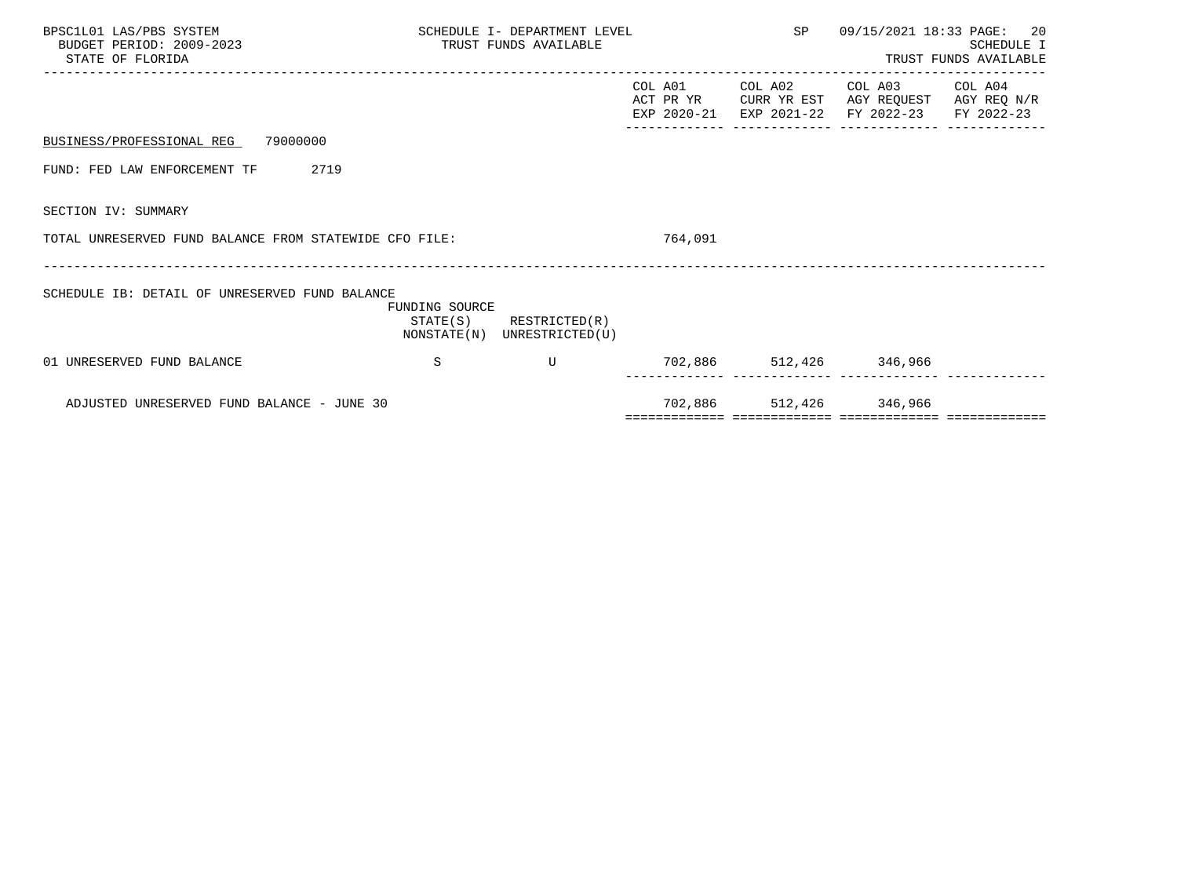BPSC1L01 LAS/PBS SYSTEM — SCHEDULE I- DEPARTMENT LEVEL — TRUST FUNDS AVAILABLE — SP 09/15/2021 18:33

BUDGET PERIOD: 2009-2023

STATE OF FLORIDA — SCHEDULE I — TRUST FUNDS AVAILABLE

BUSINESS/PROFESSIONAL REG 79000000

FUND: FED LAW ENFORCEMENT TF 2719

SECTION IV: SUMMARY

| | COL A01 ACT PR YR EXP 2020-21 | COL A02 CURR YR EST EXP 2021-22 | COL A03 AGY REQUEST FY 2022-23 | COL A04 AGY REQ N/R FY 2022-23 |
|---|---|---|---|---|
| TOTAL UNRESERVED FUND BALANCE FROM STATEWIDE CFO FILE: | 764,091 | | | |

SCHEDULE IB: DETAIL OF UNRESERVED FUND BALANCE

| | FUNDING SOURCE STATE(S) NONSTATE(N) | RESTRICTED(R) UNRESTRICTED(U) | COL A01 ACT PR YR EXP 2020-21 | COL A02 CURR YR EST EXP 2021-22 | COL A03 AGY REQUEST FY 2022-23 | COL A04 AGY REQ N/R FY 2022-23 |
|---|---|---|---|---|---|---|
| 01 UNRESERVED FUND BALANCE | S | U | 702,886 | 512,426 | 346,966 | |
| ADJUSTED UNRESERVED FUND BALANCE - JUNE 30 | | | 702,886 | 512,426 | 346,966 | |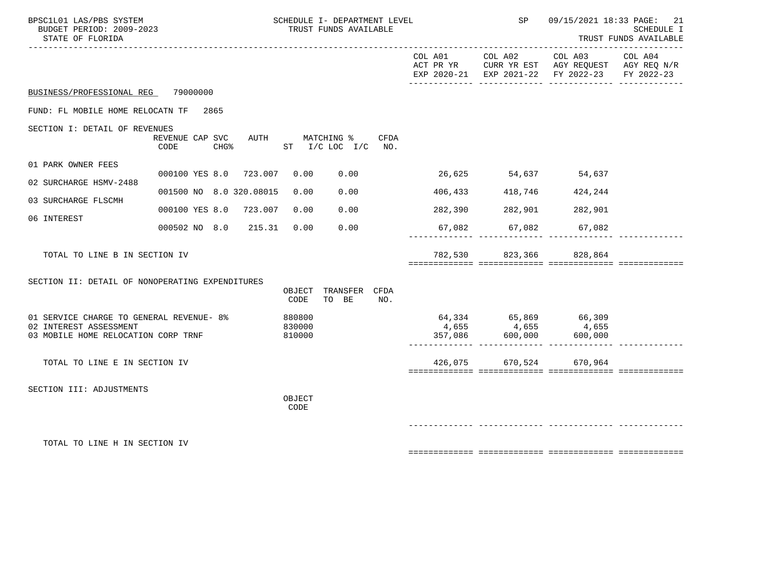SCHEDULE I - DEPARTMENT LEVEL
TRUST FUNDS AVAILABLE

BPSC1L01 LAS/PBS SYSTEM — BUDGET PERIOD: 2009-2023 — STATE OF FLORIDA — SP 09/15/2021 18:33 — SCHEDULE I TRUST FUNDS AVAILABLE

| | COL A01 ACT PR YR EXP 2020-21 | COL A02 CURR YR EST EXP 2021-22 | COL A03 AGY REQUEST FY 2022-23 | COL A04 AGY REQ N/R FY 2022-23 |
|---|---|---|---|---|

BUSINESS/PROFESSIONAL REG 79000000

FUND: FL MOBILE HOME RELOCATN TF 2865

## SECTION I: DETAIL OF REVENUES

| | REVENUE CODE | CAP | SVC CHG% | AUTH | MATCHING % ST I/C | LOC I/C | CFDA NO. | COL A01 | COL A02 | COL A03 | COL A04 |
|---|---|---|---|---|---|---|---|---|---|---|---|
| 01 PARK OWNER FEES | 000100 | YES | 8.0 | 723.007 | 0.00 | 0.00 | | 26,625 | 54,637 | 54,637 | |
| 02 SURCHARGE HSMV-2488 | 001500 | NO | 8.0 | 320.08015 | 0.00 | 0.00 | | 406,433 | 418,746 | 424,244 | |
| 03 SURCHARGE FLSCMH | 000100 | YES | 8.0 | 723.007 | 0.00 | 0.00 | | 282,390 | 282,901 | 282,901 | |
| 06 INTEREST | 000502 | NO | 8.0 | 215.31 | 0.00 | 0.00 | | 67,082 | 67,082 | 67,082 | |
| TOTAL TO LINE B IN SECTION IV | | | | | | | | 782,530 | 823,366 | 828,864 | |

## SECTION II: DETAIL OF NONOPERATING EXPENDITURES

| | OBJECT CODE | TRANSFER TO BE | CFDA NO. | COL A01 | COL A02 | COL A03 | COL A04 |
|---|---|---|---|---|---|---|---|
| 01 SERVICE CHARGE TO GENERAL REVENUE- 8% | 880800 | | | 64,334 | 65,869 | 66,309 | |
| 02 INTEREST ASSESSMENT | 830000 | | | 4,655 | 4,655 | 4,655 | |
| 03 MOBILE HOME RELOCATION CORP TRNF | 810000 | | | 357,086 | 600,000 | 600,000 | |
| TOTAL TO LINE E IN SECTION IV | | | | 426,075 | 670,524 | 670,964 | |

## SECTION III: ADJUSTMENTS

| | OBJECT CODE | COL A01 | COL A02 | COL A03 | COL A04 |
|---|---|---|---|---|---|
| TOTAL TO LINE H IN SECTION IV | | | | | |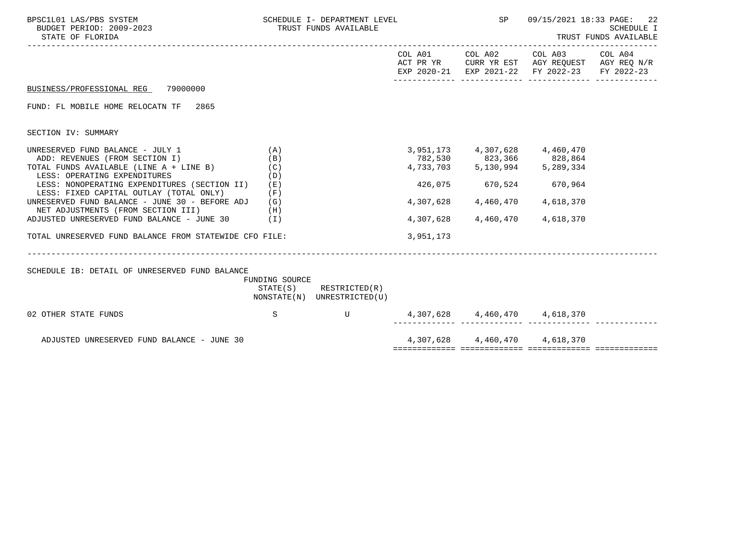BPSC1L01 LAS/PBS SYSTEM
BUDGET PERIOD: 2009-2023
STATE OF FLORIDA

SCHEDULE I- DEPARTMENT LEVEL
TRUST FUNDS AVAILABLE

SP 09/15/2021 18:33 PAGE: 22
SCHEDULE I
TRUST FUNDS AVAILABLE

BUSINESS/PROFESSIONAL REG 79000000

FUND: FL MOBILE HOME RELOCATN TF 2865

SECTION IV: SUMMARY

| | | COL A01 ACT PR YR EXP 2020-21 | COL A02 CURR YR EST EXP 2021-22 | COL A03 AGY REQUEST FY 2022-23 | COL A04 AGY REQ N/R FY 2022-23 |
|---|---|---|---|---|---|
| UNRESERVED FUND BALANCE - JULY 1 | (A) | 3,951,173 | 4,307,628 | 4,460,470 | |
| ADD: REVENUES (FROM SECTION I) | (B) | 782,530 | 823,366 | 828,864 | |
| TOTAL FUNDS AVAILABLE (LINE A + LINE B) | (C) | 4,733,703 | 5,130,994 | 5,289,334 | |
| LESS: OPERATING EXPENDITURES | (D) | | | | |
| LESS: NONOPERATING EXPENDITURES (SECTION II) | (E) | 426,075 | 670,524 | 670,964 | |
| LESS: FIXED CAPITAL OUTLAY (TOTAL ONLY) | (F) | | | | |
| UNRESERVED FUND BALANCE - JUNE 30 - BEFORE ADJ | (G) | 4,307,628 | 4,460,470 | 4,618,370 | |
| NET ADJUSTMENTS (FROM SECTION III) | (H) | | | | |
| ADJUSTED UNRESERVED FUND BALANCE - JUNE 30 | (I) | 4,307,628 | 4,460,470 | 4,618,370 | |
| TOTAL UNRESERVED FUND BALANCE FROM STATEWIDE CFO FILE: | | 3,951,173 | | | |

SCHEDULE IB: DETAIL OF UNRESERVED FUND BALANCE

| | FUNDING SOURCE STATE(S) NONSTATE(N) | RESTRICTED(R) UNRESTRICTED(U) | COL A01 | COL A02 | COL A03 | COL A04 |
|---|---|---|---|---|---|---|
| 02 OTHER STATE FUNDS | S | U | 4,307,628 | 4,460,470 | 4,618,370 | |
| ADJUSTED UNRESERVED FUND BALANCE - JUNE 30 | | | 4,307,628 | 4,460,470 | 4,618,370 | |